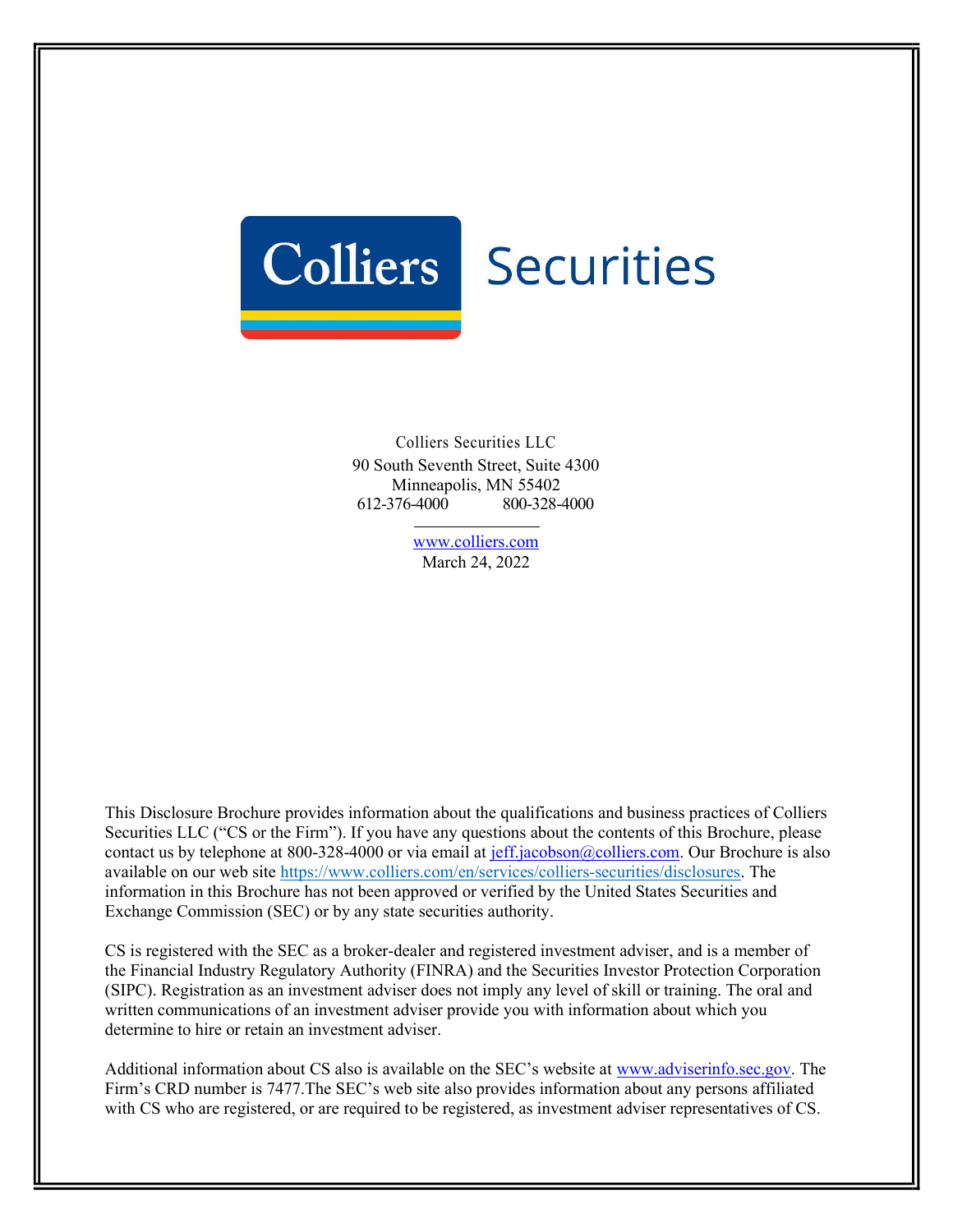Colliers Securities

Colliers Securities LLC
90 South Seventh Street, Suite 4300
Minneapolis, MN 55402
612-376-4000 800-328-4000

www.colliers.com
March 24, 2022

This Disclosure Brochure provides information about the qualifications and business practices of Colliers Securities LLC ("CS or the Firm"). If you have any questions about the contents of this Brochure, please contact us by telephone at 800-328-4000 or via email at jeff.jacobson@colliers.com. Our Brochure is also available on our web site https://www.colliers.com/en/services/colliers-securities/disclosures. The information in this Brochure has not been approved or verified by the United States Securities and Exchange Commission (SEC) or by any state securities authority.

CS is registered with the SEC as a broker-dealer and registered investment adviser, and is a member of the Financial Industry Regulatory Authority (FINRA) and the Securities Investor Protection Corporation (SIPC). Registration as an investment adviser does not imply any level of skill or training. The oral and written communications of an investment adviser provide you with information about which you determine to hire or retain an investment adviser.

Additional information about CS also is available on the SEC's website at www.adviserinfo.sec.gov. The Firm's CRD number is 7477.The SEC's web site also provides information about any persons affiliated with CS who are registered, or are required to be registered, as investment adviser representatives of CS.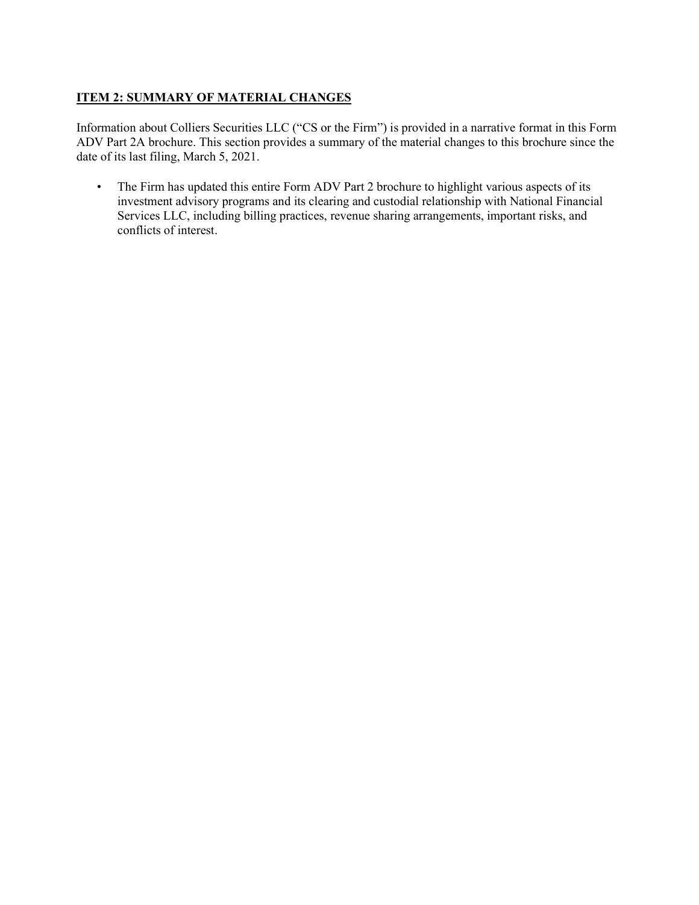## ITEM 2: SUMMARY OF MATERIAL CHANGES

Information about Colliers Securities LLC ("CS or the Firm") is provided in a narrative format in this Form ADV Part 2A brochure. This section provides a summary of the material changes to this brochure since the date of its last filing, March 5, 2021.

- The Firm has updated this entire Form ADV Part 2 brochure to highlight various aspects of its investment advisory programs and its clearing and custodial relationship with National Financial Services LLC, including billing practices, revenue sharing arrangements, important risks, and conflicts of interest.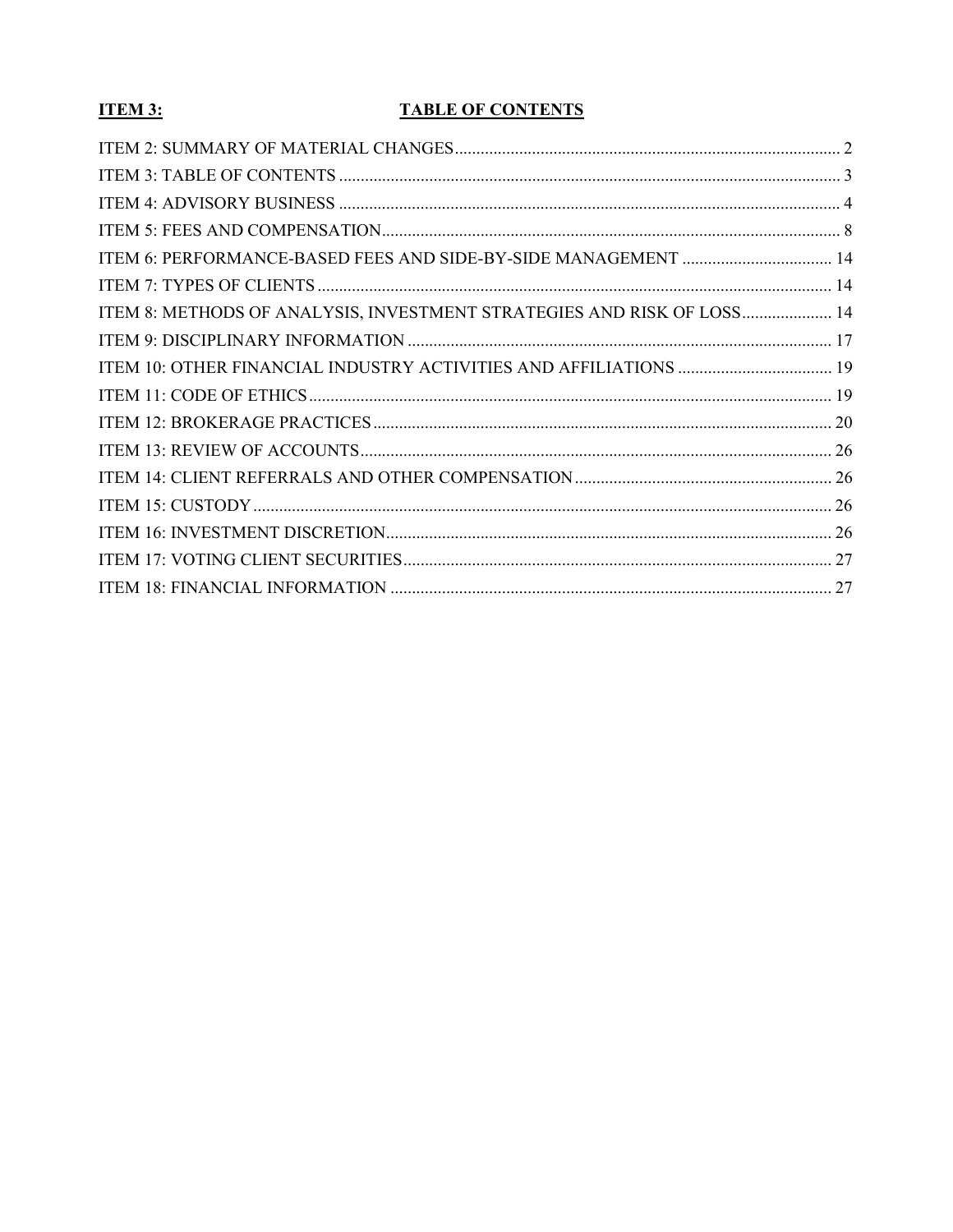## ITEM 3: TABLE OF CONTENTS

ITEM 2: SUMMARY OF MATERIAL CHANGES ........ 2
ITEM 3: TABLE OF CONTENTS ........ 3
ITEM 4: ADVISORY BUSINESS ........ 4
ITEM 5: FEES AND COMPENSATION ........ 8
ITEM 6: PERFORMANCE-BASED FEES AND SIDE-BY-SIDE MANAGEMENT ........ 14
ITEM 7: TYPES OF CLIENTS ........ 14
ITEM 8: METHODS OF ANALYSIS, INVESTMENT STRATEGIES AND RISK OF LOSS ........ 14
ITEM 9: DISCIPLINARY INFORMATION ........ 17
ITEM 10: OTHER FINANCIAL INDUSTRY ACTIVITIES AND AFFILIATIONS ........ 19
ITEM 11: CODE OF ETHICS ........ 19
ITEM 12: BROKERAGE PRACTICES ........ 20
ITEM 13: REVIEW OF ACCOUNTS ........ 26
ITEM 14: CLIENT REFERRALS AND OTHER COMPENSATION ........ 26
ITEM 15: CUSTODY ........ 26
ITEM 16: INVESTMENT DISCRETION ........ 26
ITEM 17: VOTING CLIENT SECURITIES ........ 27
ITEM 18: FINANCIAL INFORMATION ........ 27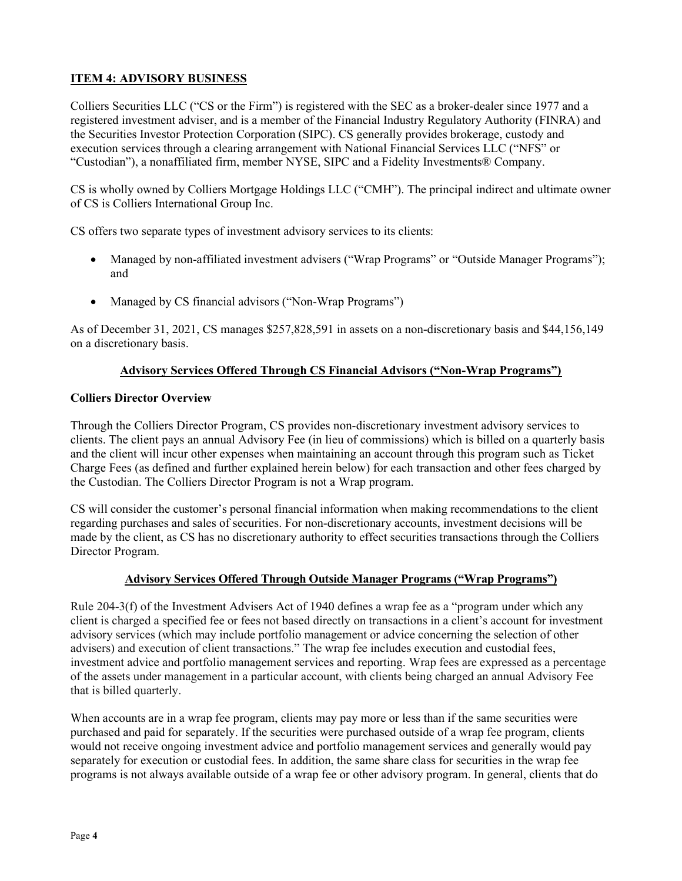## ITEM 4: ADVISORY BUSINESS

Colliers Securities LLC ("CS or the Firm") is registered with the SEC as a broker-dealer since 1977 and a registered investment adviser, and is a member of the Financial Industry Regulatory Authority (FINRA) and the Securities Investor Protection Corporation (SIPC). CS generally provides brokerage, custody and execution services through a clearing arrangement with National Financial Services LLC ("NFS" or "Custodian"), a nonaffiliated firm, member NYSE, SIPC and a Fidelity Investments® Company.

CS is wholly owned by Colliers Mortgage Holdings LLC ("CMH"). The principal indirect and ultimate owner of CS is Colliers International Group Inc.

CS offers two separate types of investment advisory services to its clients:

- Managed by non-affiliated investment advisers ("Wrap Programs" or "Outside Manager Programs"); and
- Managed by CS financial advisors ("Non-Wrap Programs")

As of December 31, 2021, CS manages $257,828,591 in assets on a non-discretionary basis and $44,156,149 on a discretionary basis.

### Advisory Services Offered Through CS Financial Advisors ("Non-Wrap Programs")

**Colliers Director Overview**

Through the Colliers Director Program, CS provides non-discretionary investment advisory services to clients. The client pays an annual Advisory Fee (in lieu of commissions) which is billed on a quarterly basis and the client will incur other expenses when maintaining an account through this program such as Ticket Charge Fees (as defined and further explained herein below) for each transaction and other fees charged by the Custodian. The Colliers Director Program is not a Wrap program.

CS will consider the customer's personal financial information when making recommendations to the client regarding purchases and sales of securities. For non-discretionary accounts, investment decisions will be made by the client, as CS has no discretionary authority to effect securities transactions through the Colliers Director Program.

### Advisory Services Offered Through Outside Manager Programs ("Wrap Programs")

Rule 204-3(f) of the Investment Advisers Act of 1940 defines a wrap fee as a "program under which any client is charged a specified fee or fees not based directly on transactions in a client's account for investment advisory services (which may include portfolio management or advice concerning the selection of other advisers) and execution of client transactions." The wrap fee includes execution and custodial fees, investment advice and portfolio management services and reporting. Wrap fees are expressed as a percentage of the assets under management in a particular account, with clients being charged an annual Advisory Fee that is billed quarterly.

When accounts are in a wrap fee program, clients may pay more or less than if the same securities were purchased and paid for separately. If the securities were purchased outside of a wrap fee program, clients would not receive ongoing investment advice and portfolio management services and generally would pay separately for execution or custodial fees. In addition, the same share class for securities in the wrap fee programs is not always available outside of a wrap fee or other advisory program. In general, clients that do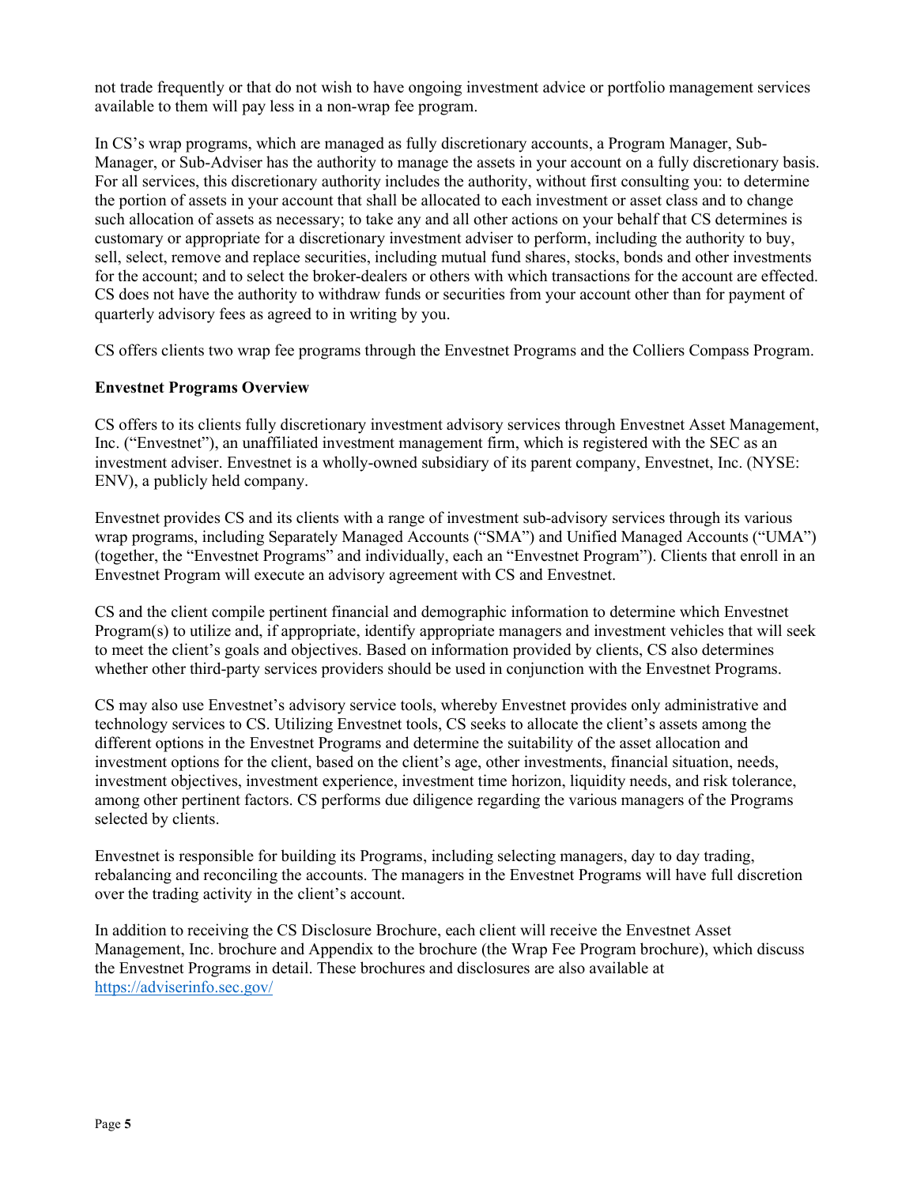not trade frequently or that do not wish to have ongoing investment advice or portfolio management services available to them will pay less in a non-wrap fee program.

In CS's wrap programs, which are managed as fully discretionary accounts, a Program Manager, Sub-Manager, or Sub-Adviser has the authority to manage the assets in your account on a fully discretionary basis. For all services, this discretionary authority includes the authority, without first consulting you: to determine the portion of assets in your account that shall be allocated to each investment or asset class and to change such allocation of assets as necessary; to take any and all other actions on your behalf that CS determines is customary or appropriate for a discretionary investment adviser to perform, including the authority to buy, sell, select, remove and replace securities, including mutual fund shares, stocks, bonds and other investments for the account; and to select the broker-dealers or others with which transactions for the account are effected. CS does not have the authority to withdraw funds or securities from your account other than for payment of quarterly advisory fees as agreed to in writing by you.

CS offers clients two wrap fee programs through the Envestnet Programs and the Colliers Compass Program.

**Envestnet Programs Overview**

CS offers to its clients fully discretionary investment advisory services through Envestnet Asset Management, Inc. ("Envestnet"), an unaffiliated investment management firm, which is registered with the SEC as an investment adviser. Envestnet is a wholly-owned subsidiary of its parent company, Envestnet, Inc. (NYSE: ENV), a publicly held company.

Envestnet provides CS and its clients with a range of investment sub-advisory services through its various wrap programs, including Separately Managed Accounts ("SMA") and Unified Managed Accounts ("UMA") (together, the "Envestnet Programs" and individually, each an "Envestnet Program"). Clients that enroll in an Envestnet Program will execute an advisory agreement with CS and Envestnet.

CS and the client compile pertinent financial and demographic information to determine which Envestnet Program(s) to utilize and, if appropriate, identify appropriate managers and investment vehicles that will seek to meet the client's goals and objectives. Based on information provided by clients, CS also determines whether other third-party services providers should be used in conjunction with the Envestnet Programs.

CS may also use Envestnet's advisory service tools, whereby Envestnet provides only administrative and technology services to CS. Utilizing Envestnet tools, CS seeks to allocate the client's assets among the different options in the Envestnet Programs and determine the suitability of the asset allocation and investment options for the client, based on the client's age, other investments, financial situation, needs, investment objectives, investment experience, investment time horizon, liquidity needs, and risk tolerance, among other pertinent factors. CS performs due diligence regarding the various managers of the Programs selected by clients.

Envestnet is responsible for building its Programs, including selecting managers, day to day trading, rebalancing and reconciling the accounts. The managers in the Envestnet Programs will have full discretion over the trading activity in the client's account.

In addition to receiving the CS Disclosure Brochure, each client will receive the Envestnet Asset Management, Inc. brochure and Appendix to the brochure (the Wrap Fee Program brochure), which discuss the Envestnet Programs in detail. These brochures and disclosures are also available at https://adviserinfo.sec.gov/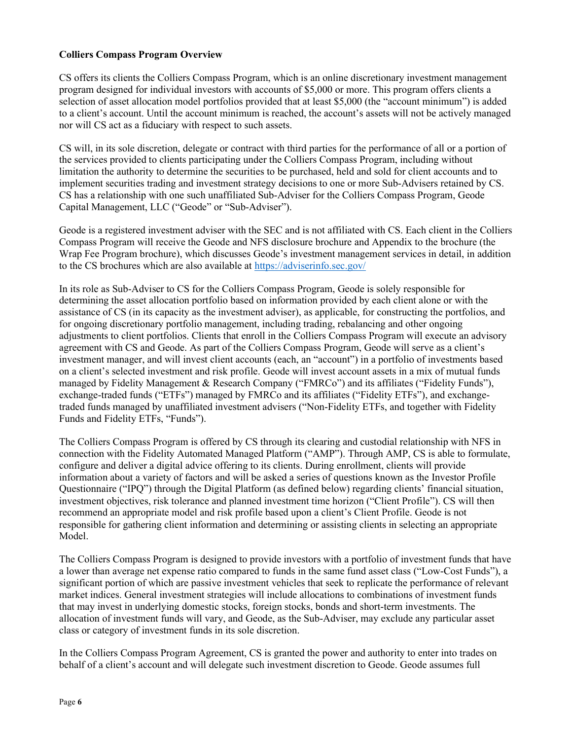**Colliers Compass Program Overview**

CS offers its clients the Colliers Compass Program, which is an online discretionary investment management program designed for individual investors with accounts of $5,000 or more. This program offers clients a selection of asset allocation model portfolios provided that at least $5,000 (the "account minimum") is added to a client's account. Until the account minimum is reached, the account's assets will not be actively managed nor will CS act as a fiduciary with respect to such assets.

CS will, in its sole discretion, delegate or contract with third parties for the performance of all or a portion of the services provided to clients participating under the Colliers Compass Program, including without limitation the authority to determine the securities to be purchased, held and sold for client accounts and to implement securities trading and investment strategy decisions to one or more Sub-Advisers retained by CS. CS has a relationship with one such unaffiliated Sub-Adviser for the Colliers Compass Program, Geode Capital Management, LLC ("Geode" or "Sub-Adviser").

Geode is a registered investment adviser with the SEC and is not affiliated with CS. Each client in the Colliers Compass Program will receive the Geode and NFS disclosure brochure and Appendix to the brochure (the Wrap Fee Program brochure), which discusses Geode's investment management services in detail, in addition to the CS brochures which are also available at https://adviserinfo.sec.gov/

In its role as Sub-Adviser to CS for the Colliers Compass Program, Geode is solely responsible for determining the asset allocation portfolio based on information provided by each client alone or with the assistance of CS (in its capacity as the investment adviser), as applicable, for constructing the portfolios, and for ongoing discretionary portfolio management, including trading, rebalancing and other ongoing adjustments to client portfolios. Clients that enroll in the Colliers Compass Program will execute an advisory agreement with CS and Geode. As part of the Colliers Compass Program, Geode will serve as a client's investment manager, and will invest client accounts (each, an "account") in a portfolio of investments based on a client's selected investment and risk profile. Geode will invest account assets in a mix of mutual funds managed by Fidelity Management & Research Company ("FMRCo") and its affiliates ("Fidelity Funds"), exchange-traded funds ("ETFs") managed by FMRCo and its affiliates ("Fidelity ETFs"), and exchange-traded funds managed by unaffiliated investment advisers ("Non-Fidelity ETFs, and together with Fidelity Funds and Fidelity ETFs, "Funds").

The Colliers Compass Program is offered by CS through its clearing and custodial relationship with NFS in connection with the Fidelity Automated Managed Platform ("AMP"). Through AMP, CS is able to formulate, configure and deliver a digital advice offering to its clients. During enrollment, clients will provide information about a variety of factors and will be asked a series of questions known as the Investor Profile Questionnaire ("IPQ") through the Digital Platform (as defined below) regarding clients' financial situation, investment objectives, risk tolerance and planned investment time horizon ("Client Profile"). CS will then recommend an appropriate model and risk profile based upon a client's Client Profile. Geode is not responsible for gathering client information and determining or assisting clients in selecting an appropriate Model.

The Colliers Compass Program is designed to provide investors with a portfolio of investment funds that have a lower than average net expense ratio compared to funds in the same fund asset class ("Low-Cost Funds"), a significant portion of which are passive investment vehicles that seek to replicate the performance of relevant market indices. General investment strategies will include allocations to combinations of investment funds that may invest in underlying domestic stocks, foreign stocks, bonds and short-term investments. The allocation of investment funds will vary, and Geode, as the Sub-Adviser, may exclude any particular asset class or category of investment funds in its sole discretion.

In the Colliers Compass Program Agreement, CS is granted the power and authority to enter into trades on behalf of a client's account and will delegate such investment discretion to Geode. Geode assumes full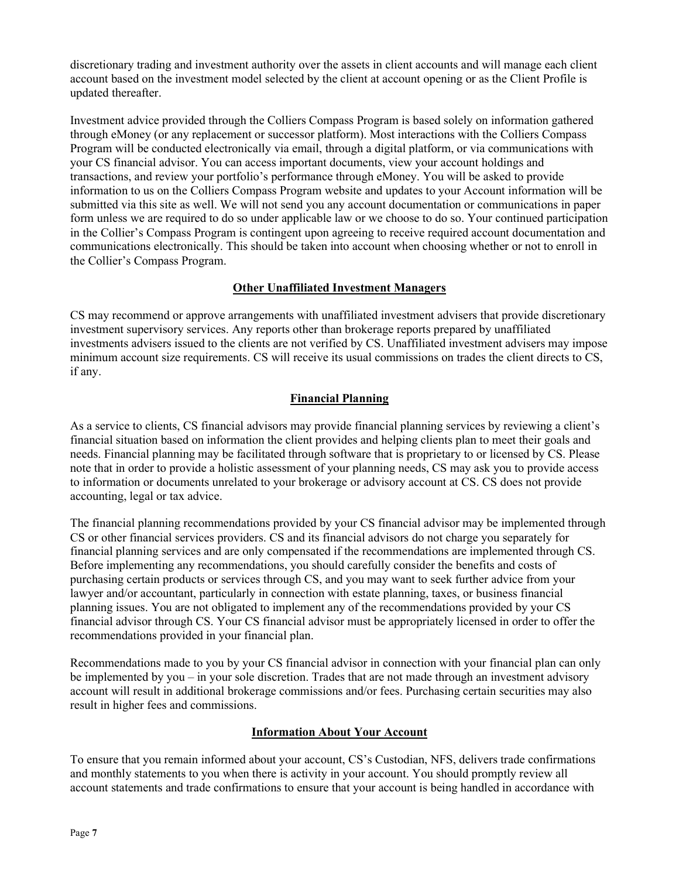discretionary trading and investment authority over the assets in client accounts and will manage each client account based on the investment model selected by the client at account opening or as the Client Profile is updated thereafter.

Investment advice provided through the Colliers Compass Program is based solely on information gathered through eMoney (or any replacement or successor platform). Most interactions with the Colliers Compass Program will be conducted electronically via email, through a digital platform, or via communications with your CS financial advisor. You can access important documents, view your account holdings and transactions, and review your portfolio's performance through eMoney. You will be asked to provide information to us on the Colliers Compass Program website and updates to your Account information will be submitted via this site as well. We will not send you any account documentation or communications in paper form unless we are required to do so under applicable law or we choose to do so. Your continued participation in the Collier's Compass Program is contingent upon agreeing to receive required account documentation and communications electronically. This should be taken into account when choosing whether or not to enroll in the Collier's Compass Program.

## Other Unaffiliated Investment Managers

CS may recommend or approve arrangements with unaffiliated investment advisers that provide discretionary investment supervisory services. Any reports other than brokerage reports prepared by unaffiliated investments advisers issued to the clients are not verified by CS. Unaffiliated investment advisers may impose minimum account size requirements. CS will receive its usual commissions on trades the client directs to CS, if any.

## Financial Planning

As a service to clients, CS financial advisors may provide financial planning services by reviewing a client's financial situation based on information the client provides and helping clients plan to meet their goals and needs. Financial planning may be facilitated through software that is proprietary to or licensed by CS. Please note that in order to provide a holistic assessment of your planning needs, CS may ask you to provide access to information or documents unrelated to your brokerage or advisory account at CS. CS does not provide accounting, legal or tax advice.

The financial planning recommendations provided by your CS financial advisor may be implemented through CS or other financial services providers. CS and its financial advisors do not charge you separately for financial planning services and are only compensated if the recommendations are implemented through CS. Before implementing any recommendations, you should carefully consider the benefits and costs of purchasing certain products or services through CS, and you may want to seek further advice from your lawyer and/or accountant, particularly in connection with estate planning, taxes, or business financial planning issues. You are not obligated to implement any of the recommendations provided by your CS financial advisor through CS. Your CS financial advisor must be appropriately licensed in order to offer the recommendations provided in your financial plan.

Recommendations made to you by your CS financial advisor in connection with your financial plan can only be implemented by you – in your sole discretion. Trades that are not made through an investment advisory account will result in additional brokerage commissions and/or fees. Purchasing certain securities may also result in higher fees and commissions.

## Information About Your Account

To ensure that you remain informed about your account, CS's Custodian, NFS, delivers trade confirmations and monthly statements to you when there is activity in your account. You should promptly review all account statements and trade confirmations to ensure that your account is being handled in accordance with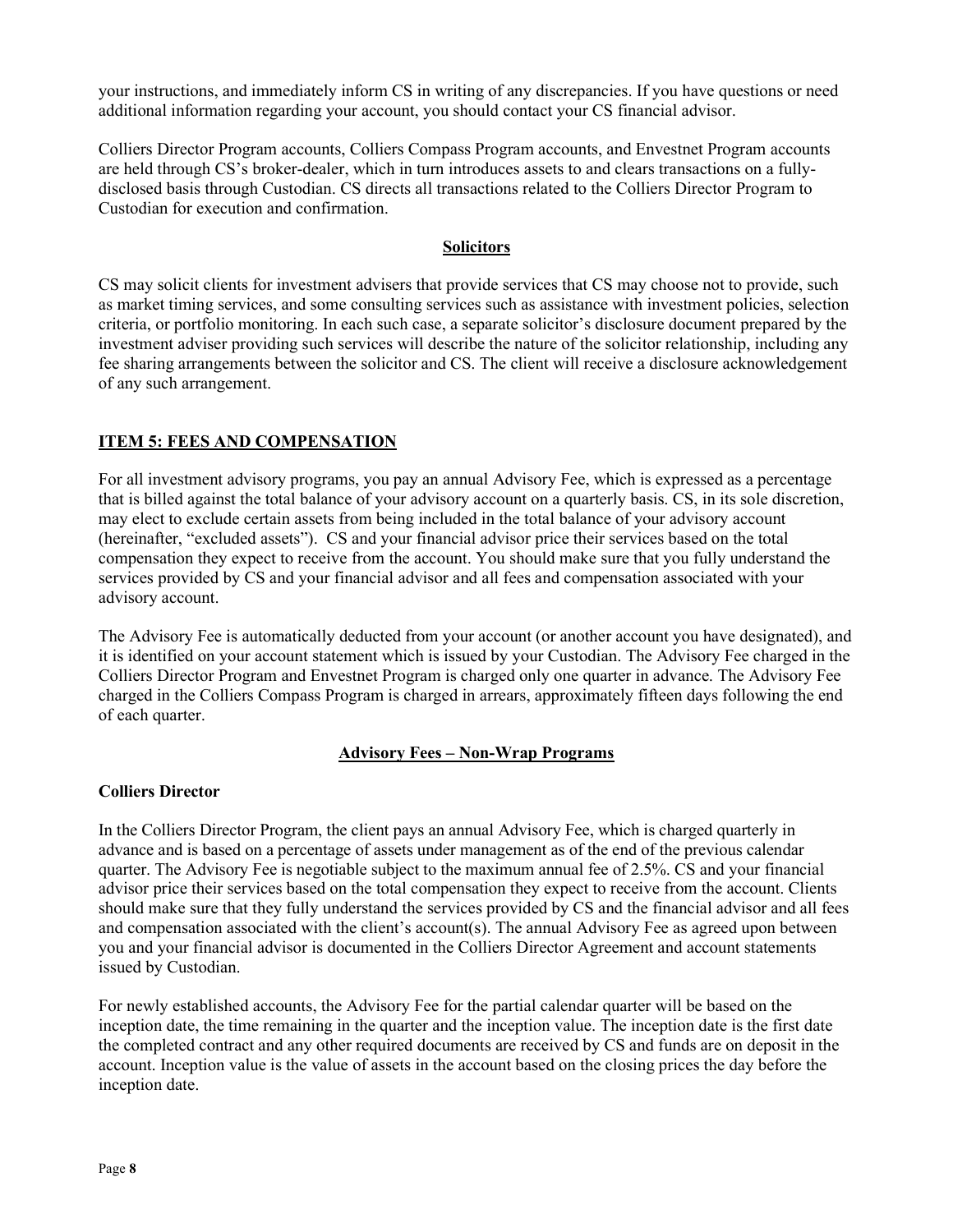your instructions, and immediately inform CS in writing of any discrepancies. If you have questions or need additional information regarding your account, you should contact your CS financial advisor.

Colliers Director Program accounts, Colliers Compass Program accounts, and Envestnet Program accounts are held through CS's broker-dealer, which in turn introduces assets to and clears transactions on a fully-disclosed basis through Custodian. CS directs all transactions related to the Colliers Director Program to Custodian for execution and confirmation.

### Solicitors

CS may solicit clients for investment advisers that provide services that CS may choose not to provide, such as market timing services, and some consulting services such as assistance with investment policies, selection criteria, or portfolio monitoring. In each such case, a separate solicitor's disclosure document prepared by the investment adviser providing such services will describe the nature of the solicitor relationship, including any fee sharing arrangements between the solicitor and CS. The client will receive a disclosure acknowledgement of any such arrangement.

## ITEM 5: FEES AND COMPENSATION

For all investment advisory programs, you pay an annual Advisory Fee, which is expressed as a percentage that is billed against the total balance of your advisory account on a quarterly basis. CS, in its sole discretion, may elect to exclude certain assets from being included in the total balance of your advisory account (hereinafter, "excluded assets"). CS and your financial advisor price their services based on the total compensation they expect to receive from the account. You should make sure that you fully understand the services provided by CS and your financial advisor and all fees and compensation associated with your advisory account.

The Advisory Fee is automatically deducted from your account (or another account you have designated), and it is identified on your account statement which is issued by your Custodian. The Advisory Fee charged in the Colliers Director Program and Envestnet Program is charged only one quarter in advance. The Advisory Fee charged in the Colliers Compass Program is charged in arrears, approximately fifteen days following the end of each quarter.

### Advisory Fees – Non-Wrap Programs

#### Colliers Director

In the Colliers Director Program, the client pays an annual Advisory Fee, which is charged quarterly in advance and is based on a percentage of assets under management as of the end of the previous calendar quarter. The Advisory Fee is negotiable subject to the maximum annual fee of 2.5%. CS and your financial advisor price their services based on the total compensation they expect to receive from the account. Clients should make sure that they fully understand the services provided by CS and the financial advisor and all fees and compensation associated with the client's account(s). The annual Advisory Fee as agreed upon between you and your financial advisor is documented in the Colliers Director Agreement and account statements issued by Custodian.

For newly established accounts, the Advisory Fee for the partial calendar quarter will be based on the inception date, the time remaining in the quarter and the inception value. The inception date is the first date the completed contract and any other required documents are received by CS and funds are on deposit in the account. Inception value is the value of assets in the account based on the closing prices the day before the inception date.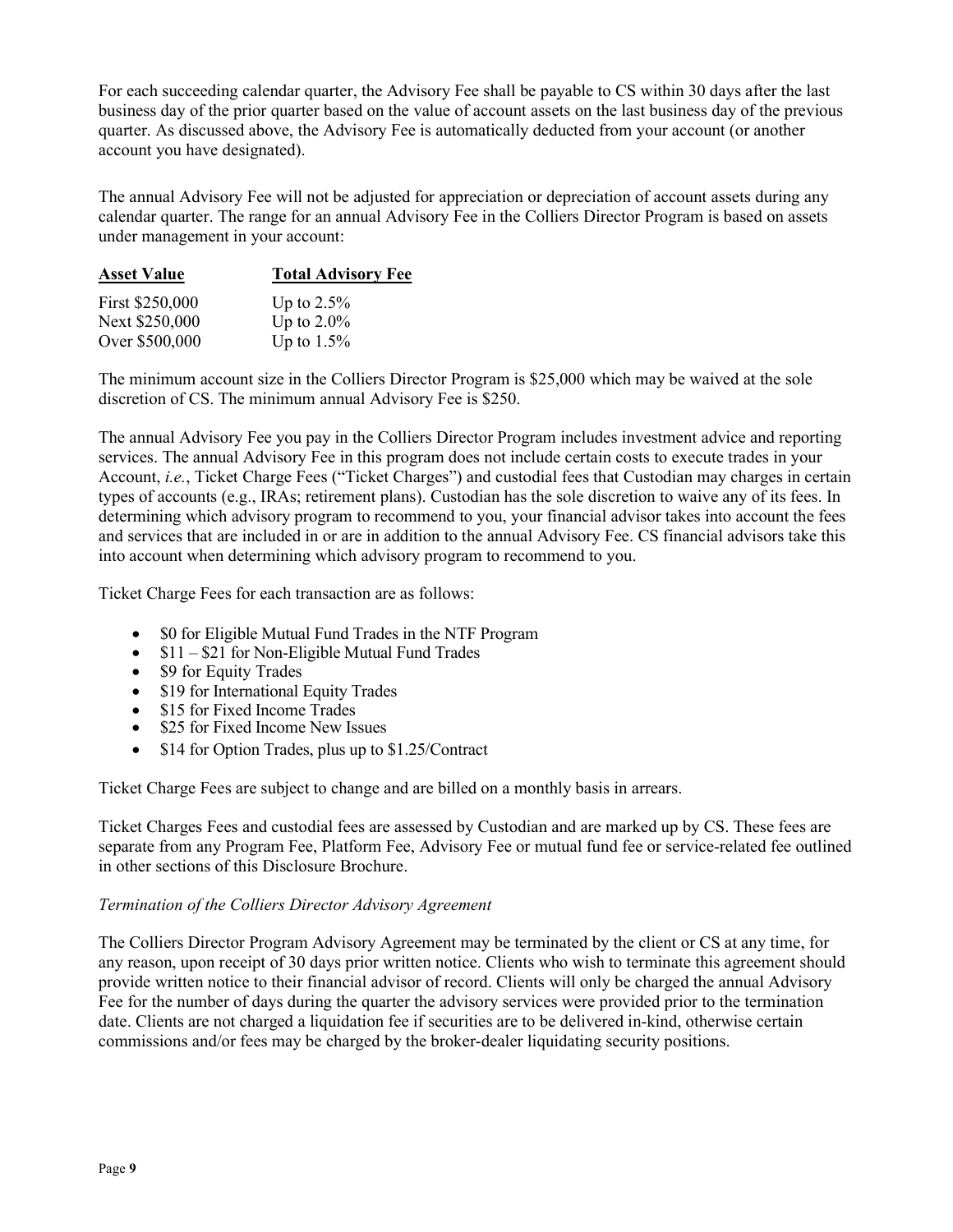For each succeeding calendar quarter, the Advisory Fee shall be payable to CS within 30 days after the last business day of the prior quarter based on the value of account assets on the last business day of the previous quarter. As discussed above, the Advisory Fee is automatically deducted from your account (or another account you have designated).

The annual Advisory Fee will not be adjusted for appreciation or depreciation of account assets during any calendar quarter. The range for an annual Advisory Fee in the Colliers Director Program is based on assets under management in your account:

| Asset Value | Total Advisory Fee |
|---|---|
| First $250,000 | Up to 2.5% |
| Next $250,000 | Up to 2.0% |
| Over $500,000 | Up to 1.5% |

The minimum account size in the Colliers Director Program is $25,000 which may be waived at the sole discretion of CS. The minimum annual Advisory Fee is $250.

The annual Advisory Fee you pay in the Colliers Director Program includes investment advice and reporting services. The annual Advisory Fee in this program does not include certain costs to execute trades in your Account, *i.e.*, Ticket Charge Fees ("Ticket Charges") and custodial fees that Custodian may charges in certain types of accounts (e.g., IRAs; retirement plans). Custodian has the sole discretion to waive any of its fees. In determining which advisory program to recommend to you, your financial advisor takes into account the fees and services that are included in or are in addition to the annual Advisory Fee. CS financial advisors take this into account when determining which advisory program to recommend to you.

Ticket Charge Fees for each transaction are as follows:

- $0 for Eligible Mutual Fund Trades in the NTF Program
- $11 – $21 for Non-Eligible Mutual Fund Trades
- $9 for Equity Trades
- $19 for International Equity Trades
- $15 for Fixed Income Trades
- $25 for Fixed Income New Issues
- $14 for Option Trades, plus up to $1.25/Contract

Ticket Charge Fees are subject to change and are billed on a monthly basis in arrears.

Ticket Charges Fees and custodial fees are assessed by Custodian and are marked up by CS. These fees are separate from any Program Fee, Platform Fee, Advisory Fee or mutual fund fee or service-related fee outlined in other sections of this Disclosure Brochure.

*Termination of the Colliers Director Advisory Agreement*

The Colliers Director Program Advisory Agreement may be terminated by the client or CS at any time, for any reason, upon receipt of 30 days prior written notice. Clients who wish to terminate this agreement should provide written notice to their financial advisor of record. Clients will only be charged the annual Advisory Fee for the number of days during the quarter the advisory services were provided prior to the termination date. Clients are not charged a liquidation fee if securities are to be delivered in-kind, otherwise certain commissions and/or fees may be charged by the broker-dealer liquidating security positions.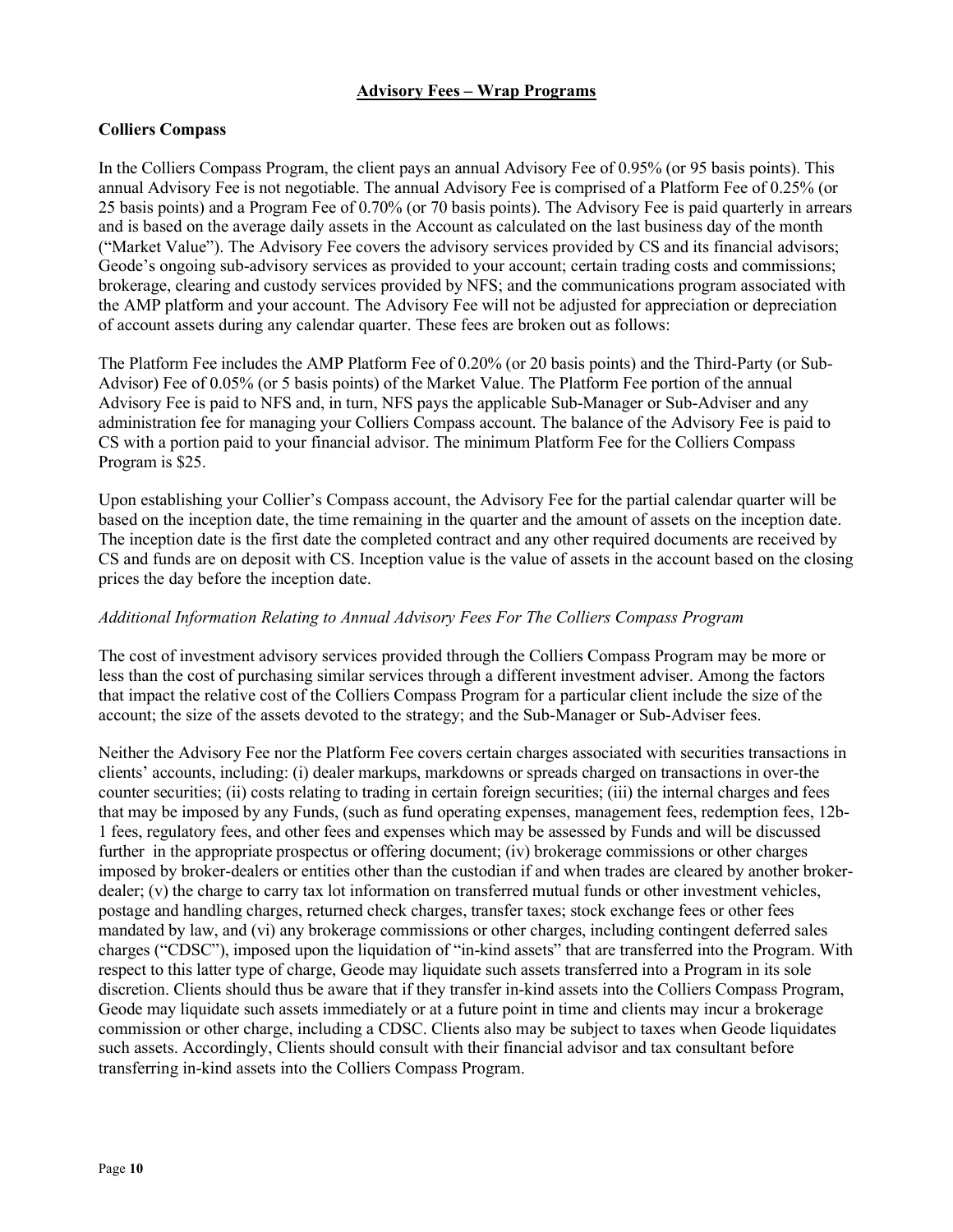## Advisory Fees – Wrap Programs

### Colliers Compass

In the Colliers Compass Program, the client pays an annual Advisory Fee of 0.95% (or 95 basis points). This annual Advisory Fee is not negotiable. The annual Advisory Fee is comprised of a Platform Fee of 0.25% (or 25 basis points) and a Program Fee of 0.70% (or 70 basis points). The Advisory Fee is paid quarterly in arrears and is based on the average daily assets in the Account as calculated on the last business day of the month ("Market Value"). The Advisory Fee covers the advisory services provided by CS and its financial advisors; Geode's ongoing sub-advisory services as provided to your account; certain trading costs and commissions; brokerage, clearing and custody services provided by NFS; and the communications program associated with the AMP platform and your account. The Advisory Fee will not be adjusted for appreciation or depreciation of account assets during any calendar quarter. These fees are broken out as follows:

The Platform Fee includes the AMP Platform Fee of 0.20% (or 20 basis points) and the Third-Party (or Sub-Advisor) Fee of 0.05% (or 5 basis points) of the Market Value. The Platform Fee portion of the annual Advisory Fee is paid to NFS and, in turn, NFS pays the applicable Sub-Manager or Sub-Adviser and any administration fee for managing your Colliers Compass account. The balance of the Advisory Fee is paid to CS with a portion paid to your financial advisor. The minimum Platform Fee for the Colliers Compass Program is $25.

Upon establishing your Collier's Compass account, the Advisory Fee for the partial calendar quarter will be based on the inception date, the time remaining in the quarter and the amount of assets on the inception date. The inception date is the first date the completed contract and any other required documents are received by CS and funds are on deposit with CS. Inception value is the value of assets in the account based on the closing prices the day before the inception date.

*Additional Information Relating to Annual Advisory Fees For The Colliers Compass Program*

The cost of investment advisory services provided through the Colliers Compass Program may be more or less than the cost of purchasing similar services through a different investment adviser. Among the factors that impact the relative cost of the Colliers Compass Program for a particular client include the size of the account; the size of the assets devoted to the strategy; and the Sub-Manager or Sub-Adviser fees.

Neither the Advisory Fee nor the Platform Fee covers certain charges associated with securities transactions in clients' accounts, including: (i) dealer markups, markdowns or spreads charged on transactions in over-the counter securities; (ii) costs relating to trading in certain foreign securities; (iii) the internal charges and fees that may be imposed by any Funds, (such as fund operating expenses, management fees, redemption fees, 12b-1 fees, regulatory fees, and other fees and expenses which may be assessed by Funds and will be discussed further in the appropriate prospectus or offering document; (iv) brokerage commissions or other charges imposed by broker-dealers or entities other than the custodian if and when trades are cleared by another broker-dealer; (v) the charge to carry tax lot information on transferred mutual funds or other investment vehicles, postage and handling charges, returned check charges, transfer taxes; stock exchange fees or other fees mandated by law, and (vi) any brokerage commissions or other charges, including contingent deferred sales charges ("CDSC"), imposed upon the liquidation of "in-kind assets" that are transferred into the Program. With respect to this latter type of charge, Geode may liquidate such assets transferred into a Program in its sole discretion. Clients should thus be aware that if they transfer in-kind assets into the Colliers Compass Program, Geode may liquidate such assets immediately or at a future point in time and clients may incur a brokerage commission or other charge, including a CDSC. Clients also may be subject to taxes when Geode liquidates such assets. Accordingly, Clients should consult with their financial advisor and tax consultant before transferring in-kind assets into the Colliers Compass Program.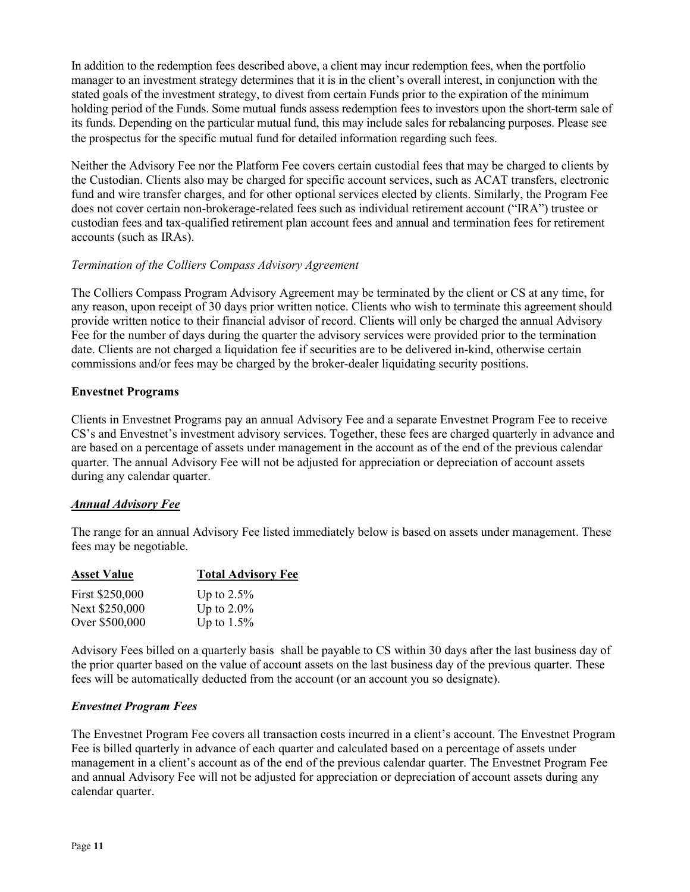In addition to the redemption fees described above, a client may incur redemption fees, when the portfolio manager to an investment strategy determines that it is in the client's overall interest, in conjunction with the stated goals of the investment strategy, to divest from certain Funds prior to the expiration of the minimum holding period of the Funds. Some mutual funds assess redemption fees to investors upon the short-term sale of its funds. Depending on the particular mutual fund, this may include sales for rebalancing purposes. Please see the prospectus for the specific mutual fund for detailed information regarding such fees.

Neither the Advisory Fee nor the Platform Fee covers certain custodial fees that may be charged to clients by the Custodian. Clients also may be charged for specific account services, such as ACAT transfers, electronic fund and wire transfer charges, and for other optional services elected by clients. Similarly, the Program Fee does not cover certain non-brokerage-related fees such as individual retirement account ("IRA") trustee or custodian fees and tax-qualified retirement plan account fees and annual and termination fees for retirement accounts (such as IRAs).

*Termination of the Colliers Compass Advisory Agreement*

The Colliers Compass Program Advisory Agreement may be terminated by the client or CS at any time, for any reason, upon receipt of 30 days prior written notice. Clients who wish to terminate this agreement should provide written notice to their financial advisor of record. Clients will only be charged the annual Advisory Fee for the number of days during the quarter the advisory services were provided prior to the termination date. Clients are not charged a liquidation fee if securities are to be delivered in-kind, otherwise certain commissions and/or fees may be charged by the broker-dealer liquidating security positions.

**Envestnet Programs**

Clients in Envestnet Programs pay an annual Advisory Fee and a separate Envestnet Program Fee to receive CS's and Envestnet's investment advisory services. Together, these fees are charged quarterly in advance and are based on a percentage of assets under management in the account as of the end of the previous calendar quarter. The annual Advisory Fee will not be adjusted for appreciation or depreciation of account assets during any calendar quarter.

***Annual Advisory Fee***

The range for an annual Advisory Fee listed immediately below is based on assets under management. These fees may be negotiable.

| Asset Value | Total Advisory Fee |
|---|---|
| First $250,000 | Up to 2.5% |
| Next $250,000 | Up to 2.0% |
| Over $500,000 | Up to 1.5% |

Advisory Fees billed on a quarterly basis shall be payable to CS within 30 days after the last business day of the prior quarter based on the value of account assets on the last business day of the previous quarter. These fees will be automatically deducted from the account (or an account you so designate).

***Envestnet Program Fees***

The Envestnet Program Fee covers all transaction costs incurred in a client's account. The Envestnet Program Fee is billed quarterly in advance of each quarter and calculated based on a percentage of assets under management in a client's account as of the end of the previous calendar quarter. The Envestnet Program Fee and annual Advisory Fee will not be adjusted for appreciation or depreciation of account assets during any calendar quarter.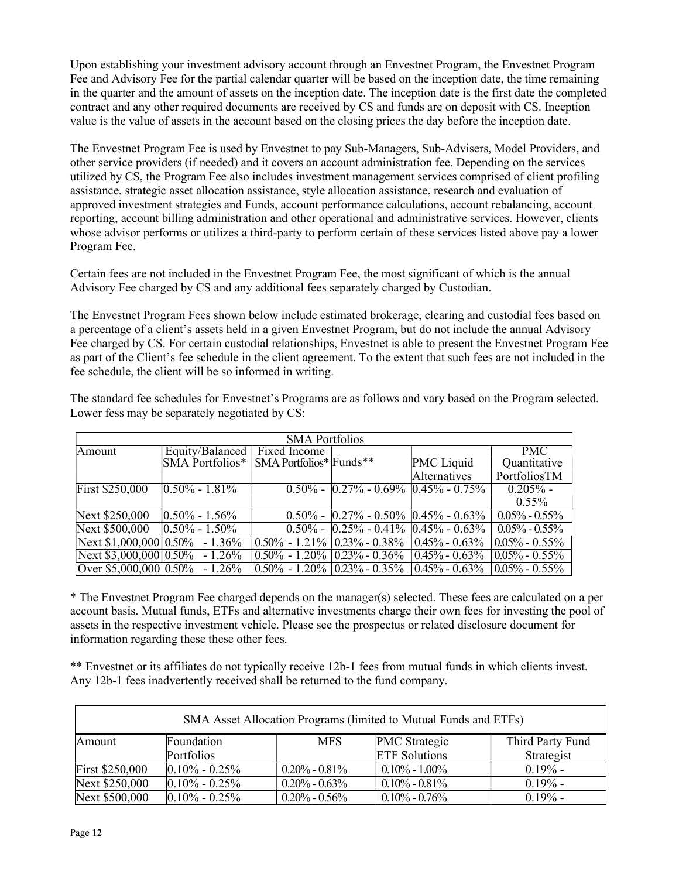Upon establishing your investment advisory account through an Envestnet Program, the Envestnet Program Fee and Advisory Fee for the partial calendar quarter will be based on the inception date, the time remaining in the quarter and the amount of assets on the inception date. The inception date is the first date the completed contract and any other required documents are received by CS and funds are on deposit with CS. Inception value is the value of assets in the account based on the closing prices the day before the inception date.

The Envestnet Program Fee is used by Envestnet to pay Sub-Managers, Sub-Advisers, Model Providers, and other service providers (if needed) and it covers an account administration fee. Depending on the services utilized by CS, the Program Fee also includes investment management services comprised of client profiling assistance, strategic asset allocation assistance, style allocation assistance, research and evaluation of approved investment strategies and Funds, account performance calculations, account rebalancing, account reporting, account billing administration and other operational and administrative services. However, clients whose advisor performs or utilizes a third-party to perform certain of these services listed above pay a lower Program Fee.

Certain fees are not included in the Envestnet Program Fee, the most significant of which is the annual Advisory Fee charged by CS and any additional fees separately charged by Custodian.

The Envestnet Program Fees shown below include estimated brokerage, clearing and custodial fees based on a percentage of a client's assets held in a given Envestnet Program, but do not include the annual Advisory Fee charged by CS. For certain custodial relationships, Envestnet is able to present the Envestnet Program Fee as part of the Client's fee schedule in the client agreement. To the extent that such fees are not included in the fee schedule, the client will be so informed in writing.

The standard fee schedules for Envestnet's Programs are as follows and vary based on the Program selected. Lower fess may be separately negotiated by CS:

| SMA Portfolios | | | | | |
|---|---|---|---|---|---|
| Amount | Equity/Balanced SMA Portfolios* | Fixed Income SMA Portfolios* | Funds** | PMC Liquid Alternatives | PMC Quantitative PortfoliosTM |
| First $250,000 | 0.50% - 1.81% | 0.50% - | 0.27% - 0.69% | 0.45% - 0.75% | 0.205% - 0.55% |
| Next $250,000 | 0.50% - 1.56% | 0.50% - | 0.27% - 0.50% | 0.45% - 0.63% | 0.05% - 0.55% |
| Next $500,000 | 0.50% - 1.50% | 0.50% - | 0.25% - 0.41% | 0.45% - 0.63% | 0.05% - 0.55% |
| Next $1,000,000 | 0.50% - 1.36% | 0.50% - 1.21% | 0.23% - 0.38% | 0.45% - 0.63% | 0.05% - 0.55% |
| Next $3,000,000 | 0.50% - 1.26% | 0.50% - 1.20% | 0.23% - 0.36% | 0.45% - 0.63% | 0.05% - 0.55% |
| Over $5,000,000 | 0.50% - 1.26% | 0.50% - 1.20% | 0.23% - 0.35% | 0.45% - 0.63% | 0.05% - 0.55% |

* The Envestnet Program Fee charged depends on the manager(s) selected. These fees are calculated on a per account basis. Mutual funds, ETFs and alternative investments charge their own fees for investing the pool of assets in the respective investment vehicle. Please see the prospectus or related disclosure document for information regarding these these other fees.

** Envestnet or its affiliates do not typically receive 12b-1 fees from mutual funds in which clients invest. Any 12b-1 fees inadvertently received shall be returned to the fund company.

| SMA Asset Allocation Programs (limited to Mutual Funds and ETFs) | | | | |
|---|---|---|---|---|
| Amount | Foundation Portfolios | MFS | PMC Strategic ETF Solutions | Third Party Fund Strategist |
| First $250,000 | 0.10% - 0.25% | 0.20% - 0.81% | 0.10% - 1.00% | 0.19% - |
| Next $250,000 | 0.10% - 0.25% | 0.20% - 0.63% | 0.10% - 0.81% | 0.19% - |
| Next $500,000 | 0.10% - 0.25% | 0.20% - 0.56% | 0.10% - 0.76% | 0.19% - |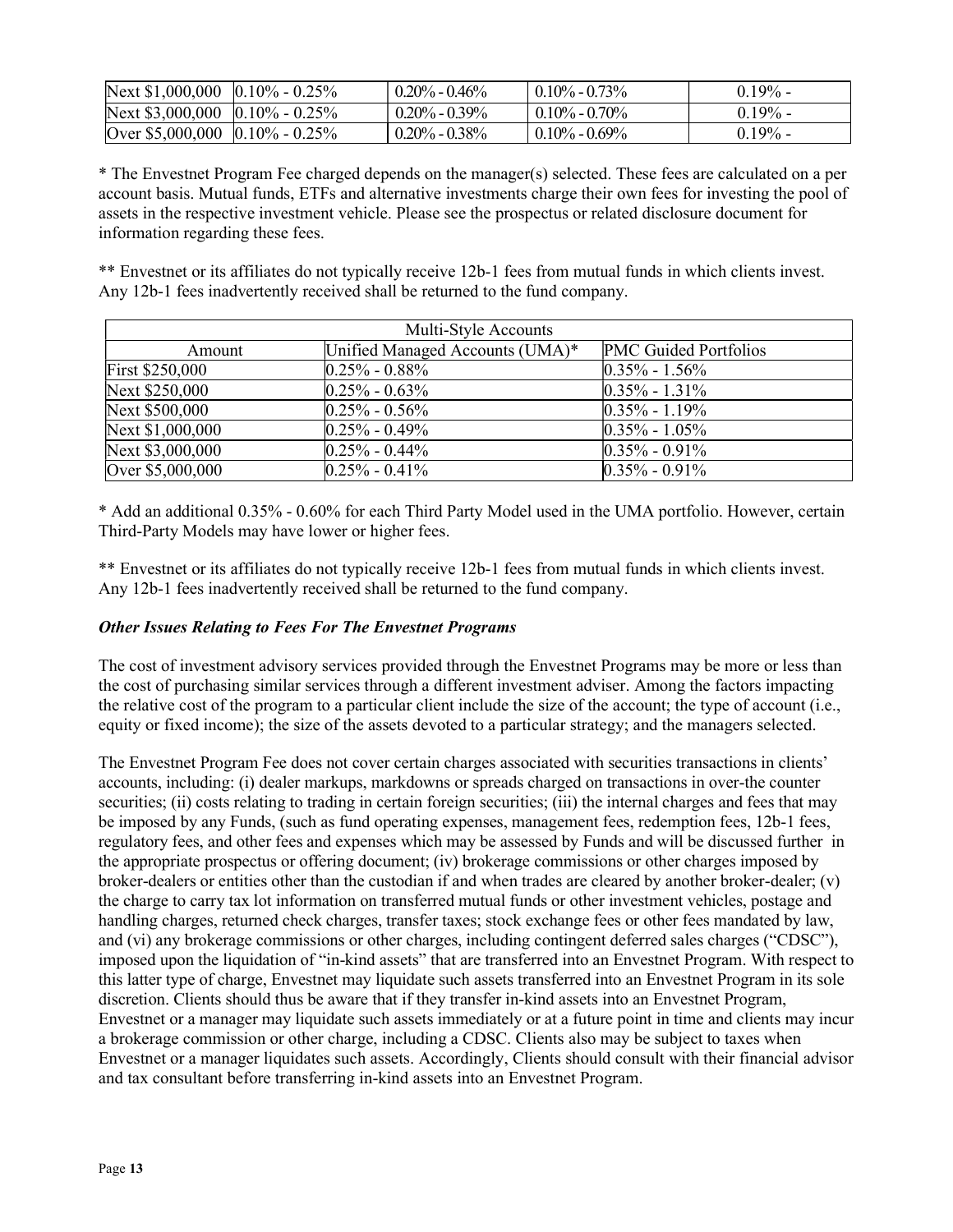| | | | | |
|---|---|---|---|---|
| Next $1,000,000 | 0.10% - 0.25% | 0.20% - 0.46% | 0.10% - 0.73% | 0.19% - |
| Next $3,000,000 | 0.10% - 0.25% | 0.20% - 0.39% | 0.10% - 0.70% | 0.19% - |
| Over $5,000,000 | 0.10% - 0.25% | 0.20% - 0.38% | 0.10% - 0.69% | 0.19% - |

* The Envestnet Program Fee charged depends on the manager(s) selected. These fees are calculated on a per account basis. Mutual funds, ETFs and alternative investments charge their own fees for investing the pool of assets in the respective investment vehicle. Please see the prospectus or related disclosure document for information regarding these fees.

** Envestnet or its affiliates do not typically receive 12b-1 fees from mutual funds in which clients invest. Any 12b-1 fees inadvertently received shall be returned to the fund company.

| Multi-Style Accounts | | |
|---|---|---|
| Amount | Unified Managed Accounts (UMA)* | PMC Guided Portfolios |
| First $250,000 | 0.25% - 0.88% | 0.35% - 1.56% |
| Next $250,000 | 0.25% - 0.63% | 0.35% - 1.31% |
| Next $500,000 | 0.25% - 0.56% | 0.35% - 1.19% |
| Next $1,000,000 | 0.25% - 0.49% | 0.35% - 1.05% |
| Next $3,000,000 | 0.25% - 0.44% | 0.35% - 0.91% |
| Over $5,000,000 | 0.25% - 0.41% | 0.35% - 0.91% |

* Add an additional 0.35% - 0.60% for each Third Party Model used in the UMA portfolio. However, certain Third-Party Models may have lower or higher fees.

** Envestnet or its affiliates do not typically receive 12b-1 fees from mutual funds in which clients invest. Any 12b-1 fees inadvertently received shall be returned to the fund company.

***Other Issues Relating to Fees For The Envestnet Programs***

The cost of investment advisory services provided through the Envestnet Programs may be more or less than the cost of purchasing similar services through a different investment adviser. Among the factors impacting the relative cost of the program to a particular client include the size of the account; the type of account (i.e., equity or fixed income); the size of the assets devoted to a particular strategy; and the managers selected.

The Envestnet Program Fee does not cover certain charges associated with securities transactions in clients' accounts, including: (i) dealer markups, markdowns or spreads charged on transactions in over-the counter securities; (ii) costs relating to trading in certain foreign securities; (iii) the internal charges and fees that may be imposed by any Funds, (such as fund operating expenses, management fees, redemption fees, 12b-1 fees, regulatory fees, and other fees and expenses which may be assessed by Funds and will be discussed further in the appropriate prospectus or offering document; (iv) brokerage commissions or other charges imposed by broker-dealers or entities other than the custodian if and when trades are cleared by another broker-dealer; (v) the charge to carry tax lot information on transferred mutual funds or other investment vehicles, postage and handling charges, returned check charges, transfer taxes; stock exchange fees or other fees mandated by law, and (vi) any brokerage commissions or other charges, including contingent deferred sales charges ("CDSC"), imposed upon the liquidation of "in-kind assets" that are transferred into an Envestnet Program. With respect to this latter type of charge, Envestnet may liquidate such assets transferred into an Envestnet Program in its sole discretion. Clients should thus be aware that if they transfer in-kind assets into an Envestnet Program, Envestnet or a manager may liquidate such assets immediately or at a future point in time and clients may incur a brokerage commission or other charge, including a CDSC. Clients also may be subject to taxes when Envestnet or a manager liquidates such assets. Accordingly, Clients should consult with their financial advisor and tax consultant before transferring in-kind assets into an Envestnet Program.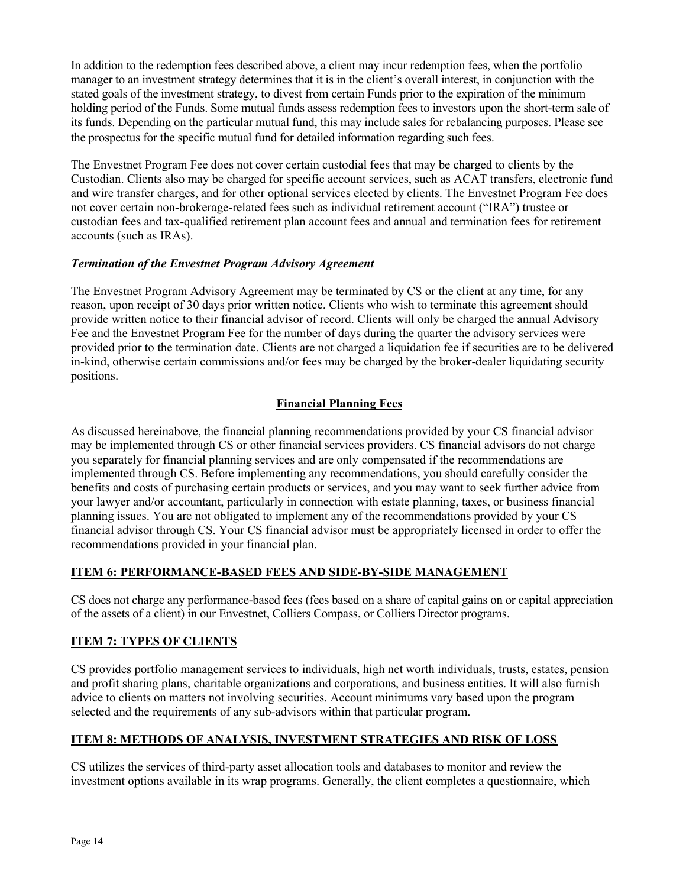In addition to the redemption fees described above, a client may incur redemption fees, when the portfolio manager to an investment strategy determines that it is in the client's overall interest, in conjunction with the stated goals of the investment strategy, to divest from certain Funds prior to the expiration of the minimum holding period of the Funds. Some mutual funds assess redemption fees to investors upon the short-term sale of its funds. Depending on the particular mutual fund, this may include sales for rebalancing purposes. Please see the prospectus for the specific mutual fund for detailed information regarding such fees.

The Envestnet Program Fee does not cover certain custodial fees that may be charged to clients by the Custodian. Clients also may be charged for specific account services, such as ACAT transfers, electronic fund and wire transfer charges, and for other optional services elected by clients. The Envestnet Program Fee does not cover certain non-brokerage-related fees such as individual retirement account ("IRA") trustee or custodian fees and tax-qualified retirement plan account fees and annual and termination fees for retirement accounts (such as IRAs).

***Termination of the Envestnet Program Advisory Agreement***

The Envestnet Program Advisory Agreement may be terminated by CS or the client at any time, for any reason, upon receipt of 30 days prior written notice. Clients who wish to terminate this agreement should provide written notice to their financial advisor of record. Clients will only be charged the annual Advisory Fee and the Envestnet Program Fee for the number of days during the quarter the advisory services were provided prior to the termination date. Clients are not charged a liquidation fee if securities are to be delivered in-kind, otherwise certain commissions and/or fees may be charged by the broker-dealer liquidating security positions.

### Financial Planning Fees

As discussed hereinabove, the financial planning recommendations provided by your CS financial advisor may be implemented through CS or other financial services providers. CS financial advisors do not charge you separately for financial planning services and are only compensated if the recommendations are implemented through CS. Before implementing any recommendations, you should carefully consider the benefits and costs of purchasing certain products or services, and you may want to seek further advice from your lawyer and/or accountant, particularly in connection with estate planning, taxes, or business financial planning issues. You are not obligated to implement any of the recommendations provided by your CS financial advisor through CS. Your CS financial advisor must be appropriately licensed in order to offer the recommendations provided in your financial plan.

## ITEM 6: PERFORMANCE-BASED FEES AND SIDE-BY-SIDE MANAGEMENT

CS does not charge any performance-based fees (fees based on a share of capital gains on or capital appreciation of the assets of a client) in our Envestnet, Colliers Compass, or Colliers Director programs.

## ITEM 7: TYPES OF CLIENTS

CS provides portfolio management services to individuals, high net worth individuals, trusts, estates, pension and profit sharing plans, charitable organizations and corporations, and business entities. It will also furnish advice to clients on matters not involving securities. Account minimums vary based upon the program selected and the requirements of any sub-advisors within that particular program.

## ITEM 8: METHODS OF ANALYSIS, INVESTMENT STRATEGIES AND RISK OF LOSS

CS utilizes the services of third-party asset allocation tools and databases to monitor and review the investment options available in its wrap programs. Generally, the client completes a questionnaire, which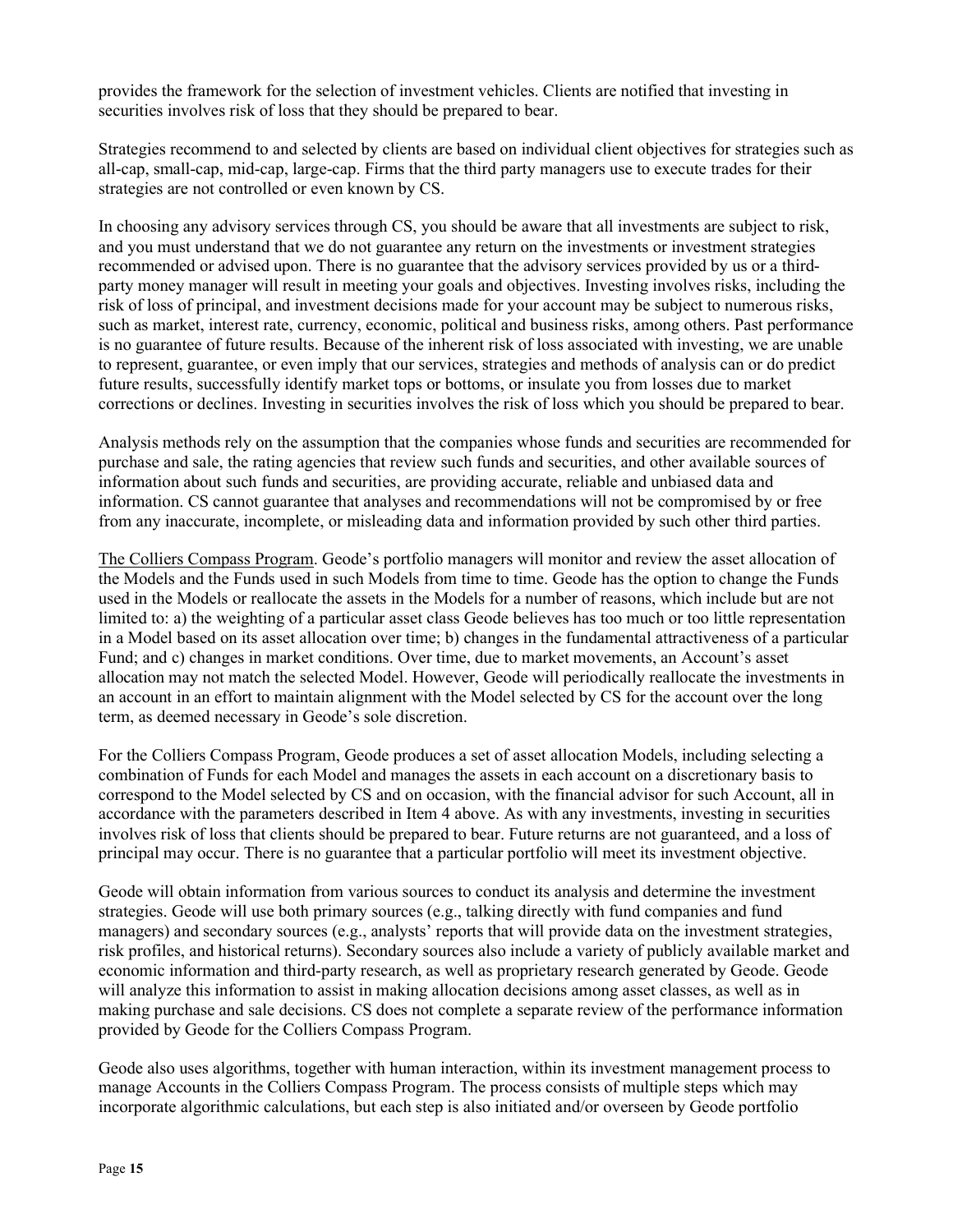provides the framework for the selection of investment vehicles. Clients are notified that investing in securities involves risk of loss that they should be prepared to bear.

Strategies recommend to and selected by clients are based on individual client objectives for strategies such as all-cap, small-cap, mid-cap, large-cap. Firms that the third party managers use to execute trades for their strategies are not controlled or even known by CS.

In choosing any advisory services through CS, you should be aware that all investments are subject to risk, and you must understand that we do not guarantee any return on the investments or investment strategies recommended or advised upon. There is no guarantee that the advisory services provided by us or a third-party money manager will result in meeting your goals and objectives. Investing involves risks, including the risk of loss of principal, and investment decisions made for your account may be subject to numerous risks, such as market, interest rate, currency, economic, political and business risks, among others. Past performance is no guarantee of future results. Because of the inherent risk of loss associated with investing, we are unable to represent, guarantee, or even imply that our services, strategies and methods of analysis can or do predict future results, successfully identify market tops or bottoms, or insulate you from losses due to market corrections or declines. Investing in securities involves the risk of loss which you should be prepared to bear.

Analysis methods rely on the assumption that the companies whose funds and securities are recommended for purchase and sale, the rating agencies that review such funds and securities, and other available sources of information about such funds and securities, are providing accurate, reliable and unbiased data and information. CS cannot guarantee that analyses and recommendations will not be compromised by or free from any inaccurate, incomplete, or misleading data and information provided by such other third parties.

The Colliers Compass Program. Geode's portfolio managers will monitor and review the asset allocation of the Models and the Funds used in such Models from time to time. Geode has the option to change the Funds used in the Models or reallocate the assets in the Models for a number of reasons, which include but are not limited to: a) the weighting of a particular asset class Geode believes has too much or too little representation in a Model based on its asset allocation over time; b) changes in the fundamental attractiveness of a particular Fund; and c) changes in market conditions. Over time, due to market movements, an Account's asset allocation may not match the selected Model. However, Geode will periodically reallocate the investments in an account in an effort to maintain alignment with the Model selected by CS for the account over the long term, as deemed necessary in Geode's sole discretion.

For the Colliers Compass Program, Geode produces a set of asset allocation Models, including selecting a combination of Funds for each Model and manages the assets in each account on a discretionary basis to correspond to the Model selected by CS and on occasion, with the financial advisor for such Account, all in accordance with the parameters described in Item 4 above. As with any investments, investing in securities involves risk of loss that clients should be prepared to bear. Future returns are not guaranteed, and a loss of principal may occur. There is no guarantee that a particular portfolio will meet its investment objective.

Geode will obtain information from various sources to conduct its analysis and determine the investment strategies. Geode will use both primary sources (e.g., talking directly with fund companies and fund managers) and secondary sources (e.g., analysts' reports that will provide data on the investment strategies, risk profiles, and historical returns). Secondary sources also include a variety of publicly available market and economic information and third-party research, as well as proprietary research generated by Geode. Geode will analyze this information to assist in making allocation decisions among asset classes, as well as in making purchase and sale decisions. CS does not complete a separate review of the performance information provided by Geode for the Colliers Compass Program.

Geode also uses algorithms, together with human interaction, within its investment management process to manage Accounts in the Colliers Compass Program. The process consists of multiple steps which may incorporate algorithmic calculations, but each step is also initiated and/or overseen by Geode portfolio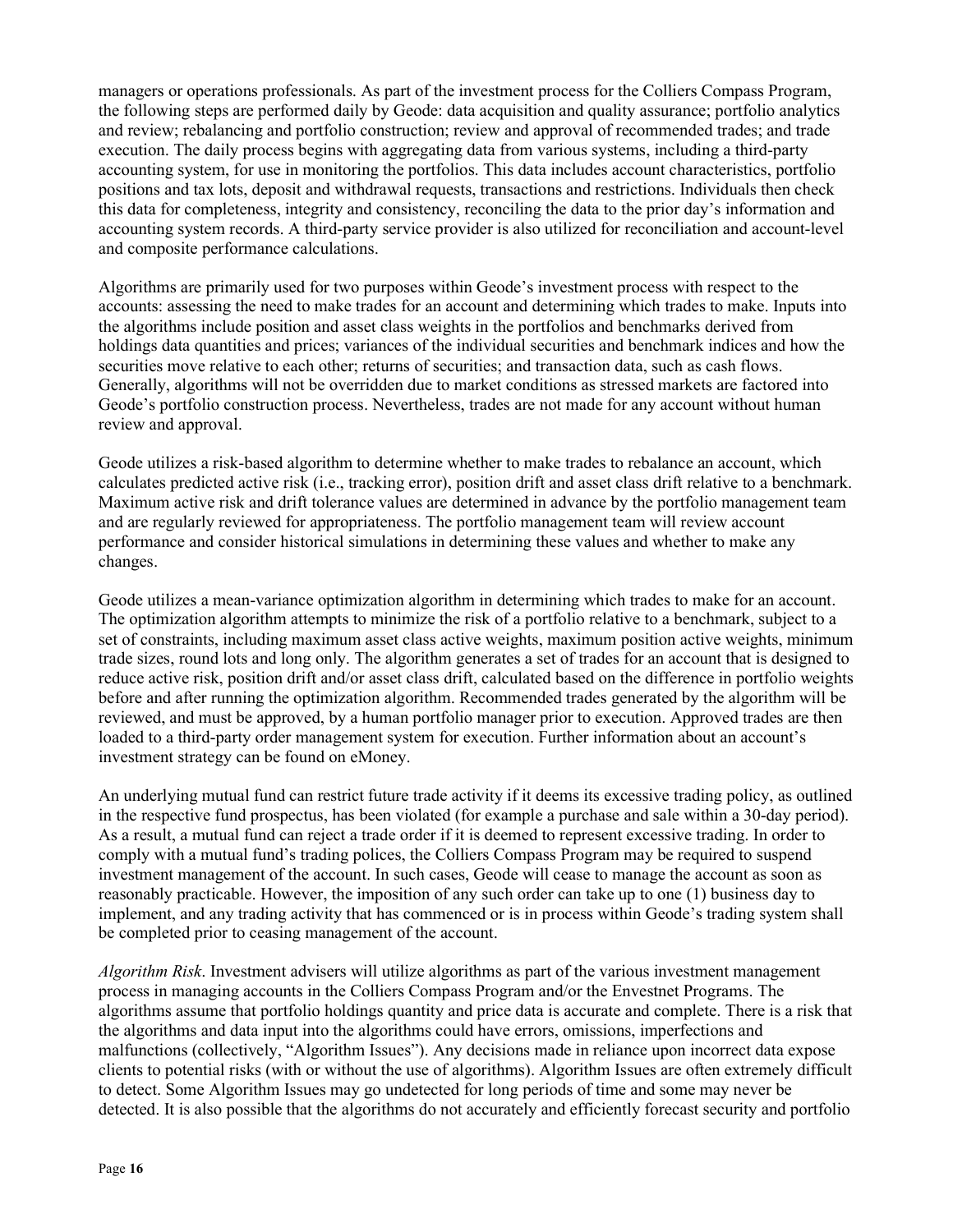managers or operations professionals. As part of the investment process for the Colliers Compass Program, the following steps are performed daily by Geode: data acquisition and quality assurance; portfolio analytics and review; rebalancing and portfolio construction; review and approval of recommended trades; and trade execution. The daily process begins with aggregating data from various systems, including a third-party accounting system, for use in monitoring the portfolios. This data includes account characteristics, portfolio positions and tax lots, deposit and withdrawal requests, transactions and restrictions. Individuals then check this data for completeness, integrity and consistency, reconciling the data to the prior day's information and accounting system records. A third-party service provider is also utilized for reconciliation and account-level and composite performance calculations.

Algorithms are primarily used for two purposes within Geode's investment process with respect to the accounts: assessing the need to make trades for an account and determining which trades to make. Inputs into the algorithms include position and asset class weights in the portfolios and benchmarks derived from holdings data quantities and prices; variances of the individual securities and benchmark indices and how the securities move relative to each other; returns of securities; and transaction data, such as cash flows. Generally, algorithms will not be overridden due to market conditions as stressed markets are factored into Geode's portfolio construction process. Nevertheless, trades are not made for any account without human review and approval.

Geode utilizes a risk-based algorithm to determine whether to make trades to rebalance an account, which calculates predicted active risk (i.e., tracking error), position drift and asset class drift relative to a benchmark. Maximum active risk and drift tolerance values are determined in advance by the portfolio management team and are regularly reviewed for appropriateness. The portfolio management team will review account performance and consider historical simulations in determining these values and whether to make any changes.

Geode utilizes a mean-variance optimization algorithm in determining which trades to make for an account. The optimization algorithm attempts to minimize the risk of a portfolio relative to a benchmark, subject to a set of constraints, including maximum asset class active weights, maximum position active weights, minimum trade sizes, round lots and long only. The algorithm generates a set of trades for an account that is designed to reduce active risk, position drift and/or asset class drift, calculated based on the difference in portfolio weights before and after running the optimization algorithm. Recommended trades generated by the algorithm will be reviewed, and must be approved, by a human portfolio manager prior to execution. Approved trades are then loaded to a third-party order management system for execution. Further information about an account's investment strategy can be found on eMoney.

An underlying mutual fund can restrict future trade activity if it deems its excessive trading policy, as outlined in the respective fund prospectus, has been violated (for example a purchase and sale within a 30-day period). As a result, a mutual fund can reject a trade order if it is deemed to represent excessive trading. In order to comply with a mutual fund's trading polices, the Colliers Compass Program may be required to suspend investment management of the account. In such cases, Geode will cease to manage the account as soon as reasonably practicable. However, the imposition of any such order can take up to one (1) business day to implement, and any trading activity that has commenced or is in process within Geode's trading system shall be completed prior to ceasing management of the account.

*Algorithm Risk*. Investment advisers will utilize algorithms as part of the various investment management process in managing accounts in the Colliers Compass Program and/or the Envestnet Programs. The algorithms assume that portfolio holdings quantity and price data is accurate and complete. There is a risk that the algorithms and data input into the algorithms could have errors, omissions, imperfections and malfunctions (collectively, "Algorithm Issues"). Any decisions made in reliance upon incorrect data expose clients to potential risks (with or without the use of algorithms). Algorithm Issues are often extremely difficult to detect. Some Algorithm Issues may go undetected for long periods of time and some may never be detected. It is also possible that the algorithms do not accurately and efficiently forecast security and portfolio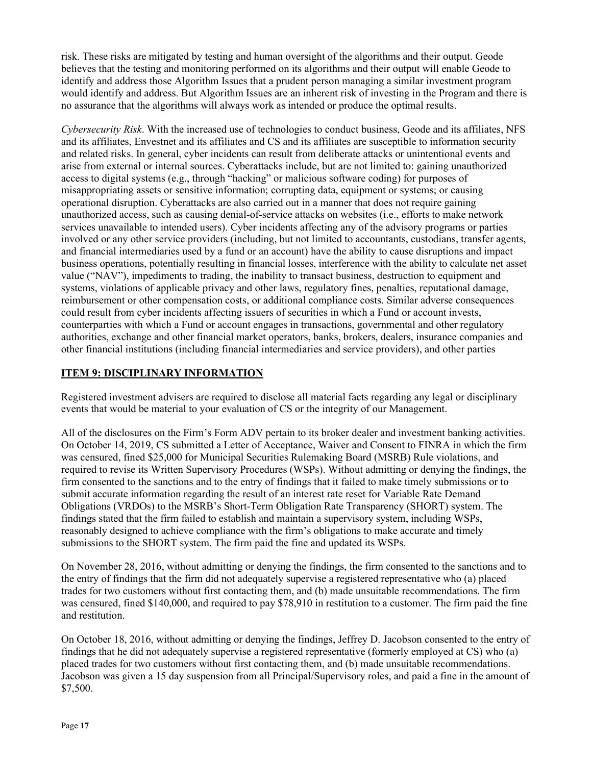risk. These risks are mitigated by testing and human oversight of the algorithms and their output. Geode believes that the testing and monitoring performed on its algorithms and their output will enable Geode to identify and address those Algorithm Issues that a prudent person managing a similar investment program would identify and address. But Algorithm Issues are an inherent risk of investing in the Program and there is no assurance that the algorithms will always work as intended or produce the optimal results.

*Cybersecurity Risk*. With the increased use of technologies to conduct business, Geode and its affiliates, NFS and its affiliates, Envestnet and its affiliates and CS and its affiliates are susceptible to information security and related risks. In general, cyber incidents can result from deliberate attacks or unintentional events and arise from external or internal sources. Cyberattacks include, but are not limited to: gaining unauthorized access to digital systems (e.g., through "hacking" or malicious software coding) for purposes of misappropriating assets or sensitive information; corrupting data, equipment or systems; or causing operational disruption. Cyberattacks are also carried out in a manner that does not require gaining unauthorized access, such as causing denial-of-service attacks on websites (i.e., efforts to make network services unavailable to intended users). Cyber incidents affecting any of the advisory programs or parties involved or any other service providers (including, but not limited to accountants, custodians, transfer agents, and financial intermediaries used by a fund or an account) have the ability to cause disruptions and impact business operations, potentially resulting in financial losses, interference with the ability to calculate net asset value ("NAV"), impediments to trading, the inability to transact business, destruction to equipment and systems, violations of applicable privacy and other laws, regulatory fines, penalties, reputational damage, reimbursement or other compensation costs, or additional compliance costs. Similar adverse consequences could result from cyber incidents affecting issuers of securities in which a Fund or account invests, counterparties with which a Fund or account engages in transactions, governmental and other regulatory authorities, exchange and other financial market operators, banks, brokers, dealers, insurance companies and other financial institutions (including financial intermediaries and service providers), and other parties

## ITEM 9: DISCIPLINARY INFORMATION

Registered investment advisers are required to disclose all material facts regarding any legal or disciplinary events that would be material to your evaluation of CS or the integrity of our Management.

All of the disclosures on the Firm's Form ADV pertain to its broker dealer and investment banking activities. On October 14, 2019, CS submitted a Letter of Acceptance, Waiver and Consent to FINRA in which the firm was censured, fined $25,000 for Municipal Securities Rulemaking Board (MSRB) Rule violations, and required to revise its Written Supervisory Procedures (WSPs). Without admitting or denying the findings, the firm consented to the sanctions and to the entry of findings that it failed to make timely submissions or to submit accurate information regarding the result of an interest rate reset for Variable Rate Demand Obligations (VRDOs) to the MSRB's Short-Term Obligation Rate Transparency (SHORT) system. The findings stated that the firm failed to establish and maintain a supervisory system, including WSPs, reasonably designed to achieve compliance with the firm's obligations to make accurate and timely submissions to the SHORT system. The firm paid the fine and updated its WSPs.

On November 28, 2016, without admitting or denying the findings, the firm consented to the sanctions and to the entry of findings that the firm did not adequately supervise a registered representative who (a) placed trades for two customers without first contacting them, and (b) made unsuitable recommendations. The firm was censured, fined $140,000, and required to pay $78,910 in restitution to a customer. The firm paid the fine and restitution.

On October 18, 2016, without admitting or denying the findings, Jeffrey D. Jacobson consented to the entry of findings that he did not adequately supervise a registered representative (formerly employed at CS) who (a) placed trades for two customers without first contacting them, and (b) made unsuitable recommendations. Jacobson was given a 15 day suspension from all Principal/Supervisory roles, and paid a fine in the amount of $7,500.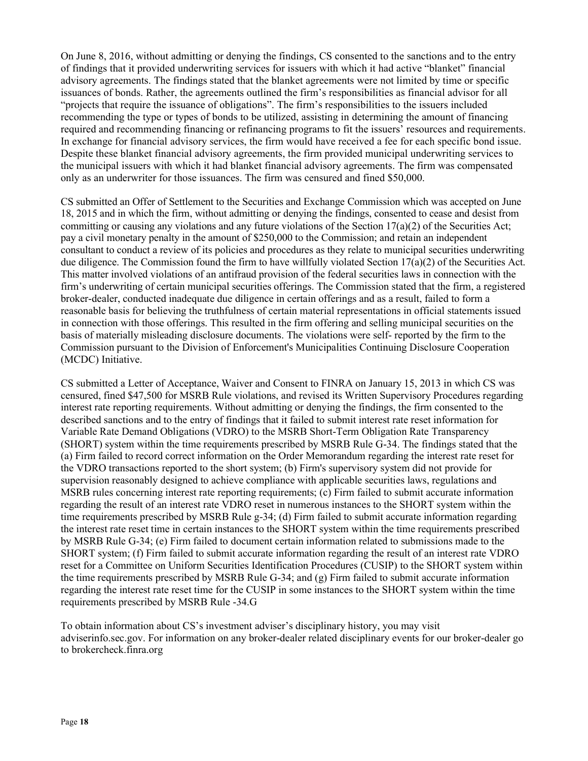On June 8, 2016, without admitting or denying the findings, CS consented to the sanctions and to the entry of findings that it provided underwriting services for issuers with which it had active "blanket" financial advisory agreements. The findings stated that the blanket agreements were not limited by time or specific issuances of bonds. Rather, the agreements outlined the firm's responsibilities as financial advisor for all "projects that require the issuance of obligations". The firm's responsibilities to the issuers included recommending the type or types of bonds to be utilized, assisting in determining the amount of financing required and recommending financing or refinancing programs to fit the issuers' resources and requirements. In exchange for financial advisory services, the firm would have received a fee for each specific bond issue. Despite these blanket financial advisory agreements, the firm provided municipal underwriting services to the municipal issuers with which it had blanket financial advisory agreements. The firm was compensated only as an underwriter for those issuances. The firm was censured and fined $50,000.

CS submitted an Offer of Settlement to the Securities and Exchange Commission which was accepted on June 18, 2015 and in which the firm, without admitting or denying the findings, consented to cease and desist from committing or causing any violations and any future violations of the Section 17(a)(2) of the Securities Act; pay a civil monetary penalty in the amount of $250,000 to the Commission; and retain an independent consultant to conduct a review of its policies and procedures as they relate to municipal securities underwriting due diligence. The Commission found the firm to have willfully violated Section 17(a)(2) of the Securities Act. This matter involved violations of an antifraud provision of the federal securities laws in connection with the firm's underwriting of certain municipal securities offerings. The Commission stated that the firm, a registered broker-dealer, conducted inadequate due diligence in certain offerings and as a result, failed to form a reasonable basis for believing the truthfulness of certain material representations in official statements issued in connection with those offerings. This resulted in the firm offering and selling municipal securities on the basis of materially misleading disclosure documents. The violations were self- reported by the firm to the Commission pursuant to the Division of Enforcement's Municipalities Continuing Disclosure Cooperation (MCDC) Initiative.

CS submitted a Letter of Acceptance, Waiver and Consent to FINRA on January 15, 2013 in which CS was censured, fined $47,500 for MSRB Rule violations, and revised its Written Supervisory Procedures regarding interest rate reporting requirements. Without admitting or denying the findings, the firm consented to the described sanctions and to the entry of findings that it failed to submit interest rate reset information for Variable Rate Demand Obligations (VDRO) to the MSRB Short-Term Obligation Rate Transparency (SHORT) system within the time requirements prescribed by MSRB Rule G-34. The findings stated that the (a) Firm failed to record correct information on the Order Memorandum regarding the interest rate reset for the VDRO transactions reported to the short system; (b) Firm's supervisory system did not provide for supervision reasonably designed to achieve compliance with applicable securities laws, regulations and MSRB rules concerning interest rate reporting requirements; (c) Firm failed to submit accurate information regarding the result of an interest rate VDRO reset in numerous instances to the SHORT system within the time requirements prescribed by MSRB Rule g-34; (d) Firm failed to submit accurate information regarding the interest rate reset time in certain instances to the SHORT system within the time requirements prescribed by MSRB Rule G-34; (e) Firm failed to document certain information related to submissions made to the SHORT system; (f) Firm failed to submit accurate information regarding the result of an interest rate VDRO reset for a Committee on Uniform Securities Identification Procedures (CUSIP) to the SHORT system within the time requirements prescribed by MSRB Rule G-34; and (g) Firm failed to submit accurate information regarding the interest rate reset time for the CUSIP in some instances to the SHORT system within the time requirements prescribed by MSRB Rule -34.G

To obtain information about CS's investment adviser's disciplinary history, you may visit adviserinfo.sec.gov. For information on any broker-dealer related disciplinary events for our broker-dealer go to brokercheck.finra.org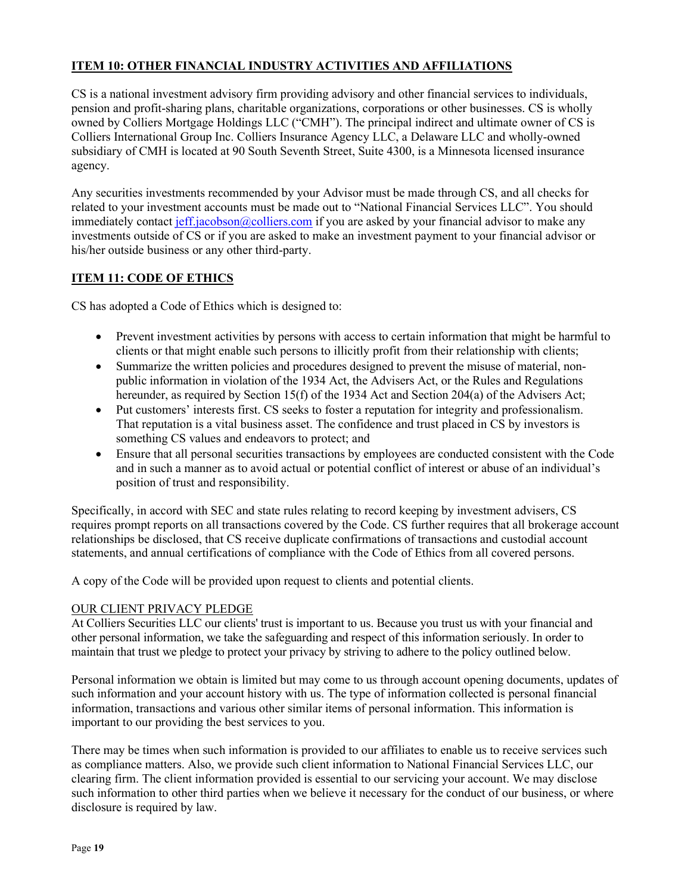## ITEM 10: OTHER FINANCIAL INDUSTRY ACTIVITIES AND AFFILIATIONS

CS is a national investment advisory firm providing advisory and other financial services to individuals, pension and profit-sharing plans, charitable organizations, corporations or other businesses. CS is wholly owned by Colliers Mortgage Holdings LLC ("CMH"). The principal indirect and ultimate owner of CS is Colliers International Group Inc. Colliers Insurance Agency LLC, a Delaware LLC and wholly-owned subsidiary of CMH is located at 90 South Seventh Street, Suite 4300, is a Minnesota licensed insurance agency.

Any securities investments recommended by your Advisor must be made through CS, and all checks for related to your investment accounts must be made out to "National Financial Services LLC". You should immediately contact jeff.jacobson@colliers.com if you are asked by your financial advisor to make any investments outside of CS or if you are asked to make an investment payment to your financial advisor or his/her outside business or any other third-party.

## ITEM 11: CODE OF ETHICS

CS has adopted a Code of Ethics which is designed to:

- Prevent investment activities by persons with access to certain information that might be harmful to clients or that might enable such persons to illicitly profit from their relationship with clients;
- Summarize the written policies and procedures designed to prevent the misuse of material, non-public information in violation of the 1934 Act, the Advisers Act, or the Rules and Regulations hereunder, as required by Section 15(f) of the 1934 Act and Section 204(a) of the Advisers Act;
- Put customers' interests first. CS seeks to foster a reputation for integrity and professionalism. That reputation is a vital business asset. The confidence and trust placed in CS by investors is something CS values and endeavors to protect; and
- Ensure that all personal securities transactions by employees are conducted consistent with the Code and in such a manner as to avoid actual or potential conflict of interest or abuse of an individual's position of trust and responsibility.

Specifically, in accord with SEC and state rules relating to record keeping by investment advisers, CS requires prompt reports on all transactions covered by the Code. CS further requires that all brokerage account relationships be disclosed, that CS receive duplicate confirmations of transactions and custodial account statements, and annual certifications of compliance with the Code of Ethics from all covered persons.

A copy of the Code will be provided upon request to clients and potential clients.

### OUR CLIENT PRIVACY PLEDGE

At Colliers Securities LLC our clients' trust is important to us. Because you trust us with your financial and other personal information, we take the safeguarding and respect of this information seriously. In order to maintain that trust we pledge to protect your privacy by striving to adhere to the policy outlined below.

Personal information we obtain is limited but may come to us through account opening documents, updates of such information and your account history with us. The type of information collected is personal financial information, transactions and various other similar items of personal information. This information is important to our providing the best services to you.

There may be times when such information is provided to our affiliates to enable us to receive services such as compliance matters. Also, we provide such client information to National Financial Services LLC, our clearing firm. The client information provided is essential to our servicing your account. We may disclose such information to other third parties when we believe it necessary for the conduct of our business, or where disclosure is required by law.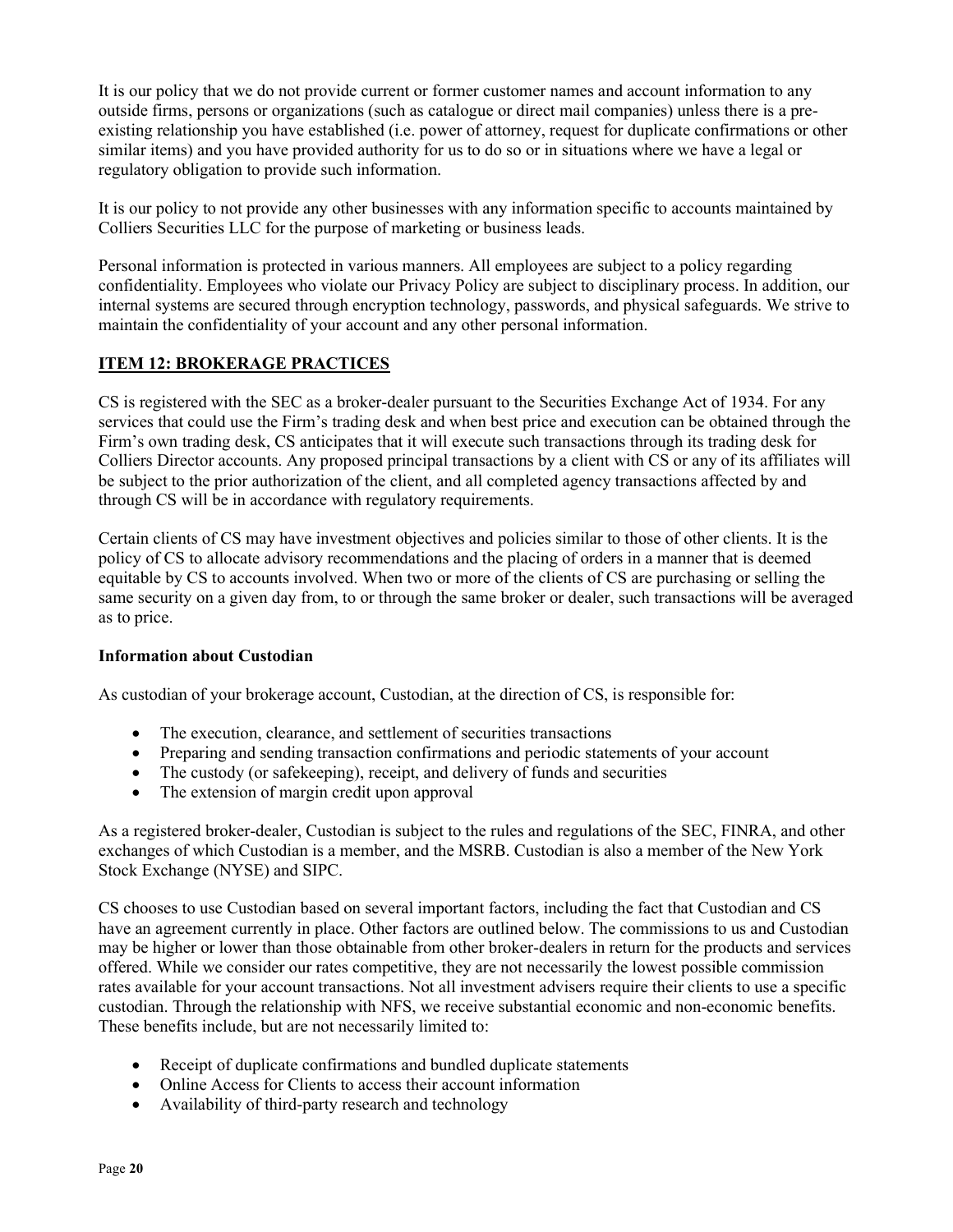It is our policy that we do not provide current or former customer names and account information to any outside firms, persons or organizations (such as catalogue or direct mail companies) unless there is a pre-existing relationship you have established (i.e. power of attorney, request for duplicate confirmations or other similar items) and you have provided authority for us to do so or in situations where we have a legal or regulatory obligation to provide such information.

It is our policy to not provide any other businesses with any information specific to accounts maintained by Colliers Securities LLC for the purpose of marketing or business leads.

Personal information is protected in various manners. All employees are subject to a policy regarding confidentiality. Employees who violate our Privacy Policy are subject to disciplinary process. In addition, our internal systems are secured through encryption technology, passwords, and physical safeguards. We strive to maintain the confidentiality of your account and any other personal information.

## ITEM 12: BROKERAGE PRACTICES

CS is registered with the SEC as a broker-dealer pursuant to the Securities Exchange Act of 1934. For any services that could use the Firm's trading desk and when best price and execution can be obtained through the Firm's own trading desk, CS anticipates that it will execute such transactions through its trading desk for Colliers Director accounts. Any proposed principal transactions by a client with CS or any of its affiliates will be subject to the prior authorization of the client, and all completed agency transactions affected by and through CS will be in accordance with regulatory requirements.

Certain clients of CS may have investment objectives and policies similar to those of other clients. It is the policy of CS to allocate advisory recommendations and the placing of orders in a manner that is deemed equitable by CS to accounts involved. When two or more of the clients of CS are purchasing or selling the same security on a given day from, to or through the same broker or dealer, such transactions will be averaged as to price.

### Information about Custodian

As custodian of your brokerage account, Custodian, at the direction of CS, is responsible for:

- The execution, clearance, and settlement of securities transactions
- Preparing and sending transaction confirmations and periodic statements of your account
- The custody (or safekeeping), receipt, and delivery of funds and securities
- The extension of margin credit upon approval

As a registered broker-dealer, Custodian is subject to the rules and regulations of the SEC, FINRA, and other exchanges of which Custodian is a member, and the MSRB. Custodian is also a member of the New York Stock Exchange (NYSE) and SIPC.

CS chooses to use Custodian based on several important factors, including the fact that Custodian and CS have an agreement currently in place. Other factors are outlined below. The commissions to us and Custodian may be higher or lower than those obtainable from other broker-dealers in return for the products and services offered. While we consider our rates competitive, they are not necessarily the lowest possible commission rates available for your account transactions. Not all investment advisers require their clients to use a specific custodian. Through the relationship with NFS, we receive substantial economic and non-economic benefits. These benefits include, but are not necessarily limited to:

- Receipt of duplicate confirmations and bundled duplicate statements
- Online Access for Clients to access their account information
- Availability of third-party research and technology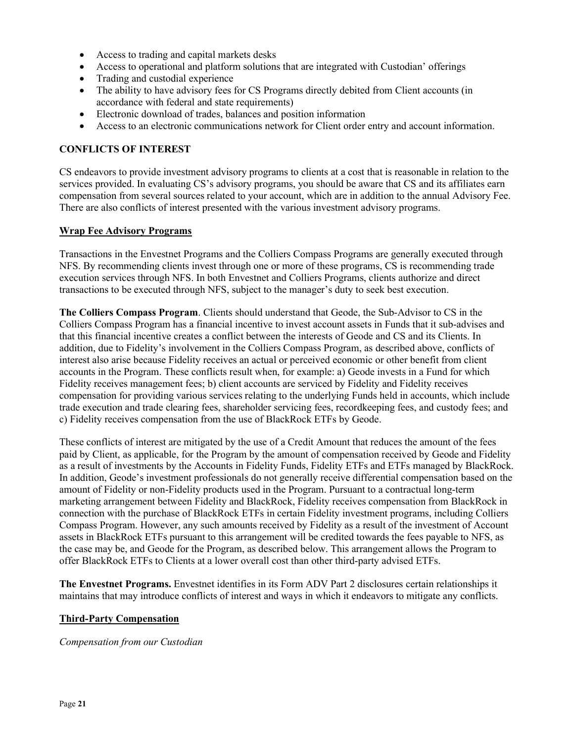- Access to trading and capital markets desks
- Access to operational and platform solutions that are integrated with Custodian' offerings
- Trading and custodial experience
- The ability to have advisory fees for CS Programs directly debited from Client accounts (in accordance with federal and state requirements)
- Electronic download of trades, balances and position information
- Access to an electronic communications network for Client order entry and account information.

## CONFLICTS OF INTEREST

CS endeavors to provide investment advisory programs to clients at a cost that is reasonable in relation to the services provided. In evaluating CS's advisory programs, you should be aware that CS and its affiliates earn compensation from several sources related to your account, which are in addition to the annual Advisory Fee. There are also conflicts of interest presented with the various investment advisory programs.

### Wrap Fee Advisory Programs

Transactions in the Envestnet Programs and the Colliers Compass Programs are generally executed through NFS. By recommending clients invest through one or more of these programs, CS is recommending trade execution services through NFS. In both Envestnet and Colliers Programs, clients authorize and direct transactions to be executed through NFS, subject to the manager's duty to seek best execution.

**The Colliers Compass Program**. Clients should understand that Geode, the Sub-Advisor to CS in the Colliers Compass Program has a financial incentive to invest account assets in Funds that it sub-advises and that this financial incentive creates a conflict between the interests of Geode and CS and its Clients. In addition, due to Fidelity's involvement in the Colliers Compass Program, as described above, conflicts of interest also arise because Fidelity receives an actual or perceived economic or other benefit from client accounts in the Program. These conflicts result when, for example: a) Geode invests in a Fund for which Fidelity receives management fees; b) client accounts are serviced by Fidelity and Fidelity receives compensation for providing various services relating to the underlying Funds held in accounts, which include trade execution and trade clearing fees, shareholder servicing fees, recordkeeping fees, and custody fees; and c) Fidelity receives compensation from the use of BlackRock ETFs by Geode.

These conflicts of interest are mitigated by the use of a Credit Amount that reduces the amount of the fees paid by Client, as applicable, for the Program by the amount of compensation received by Geode and Fidelity as a result of investments by the Accounts in Fidelity Funds, Fidelity ETFs and ETFs managed by BlackRock. In addition, Geode's investment professionals do not generally receive differential compensation based on the amount of Fidelity or non-Fidelity products used in the Program. Pursuant to a contractual long-term marketing arrangement between Fidelity and BlackRock, Fidelity receives compensation from BlackRock in connection with the purchase of BlackRock ETFs in certain Fidelity investment programs, including Colliers Compass Program. However, any such amounts received by Fidelity as a result of the investment of Account assets in BlackRock ETFs pursuant to this arrangement will be credited towards the fees payable to NFS, as the case may be, and Geode for the Program, as described below. This arrangement allows the Program to offer BlackRock ETFs to Clients at a lower overall cost than other third-party advised ETFs.

**The Envestnet Programs.** Envestnet identifies in its Form ADV Part 2 disclosures certain relationships it maintains that may introduce conflicts of interest and ways in which it endeavors to mitigate any conflicts.

### Third-Party Compensation

*Compensation from our Custodian*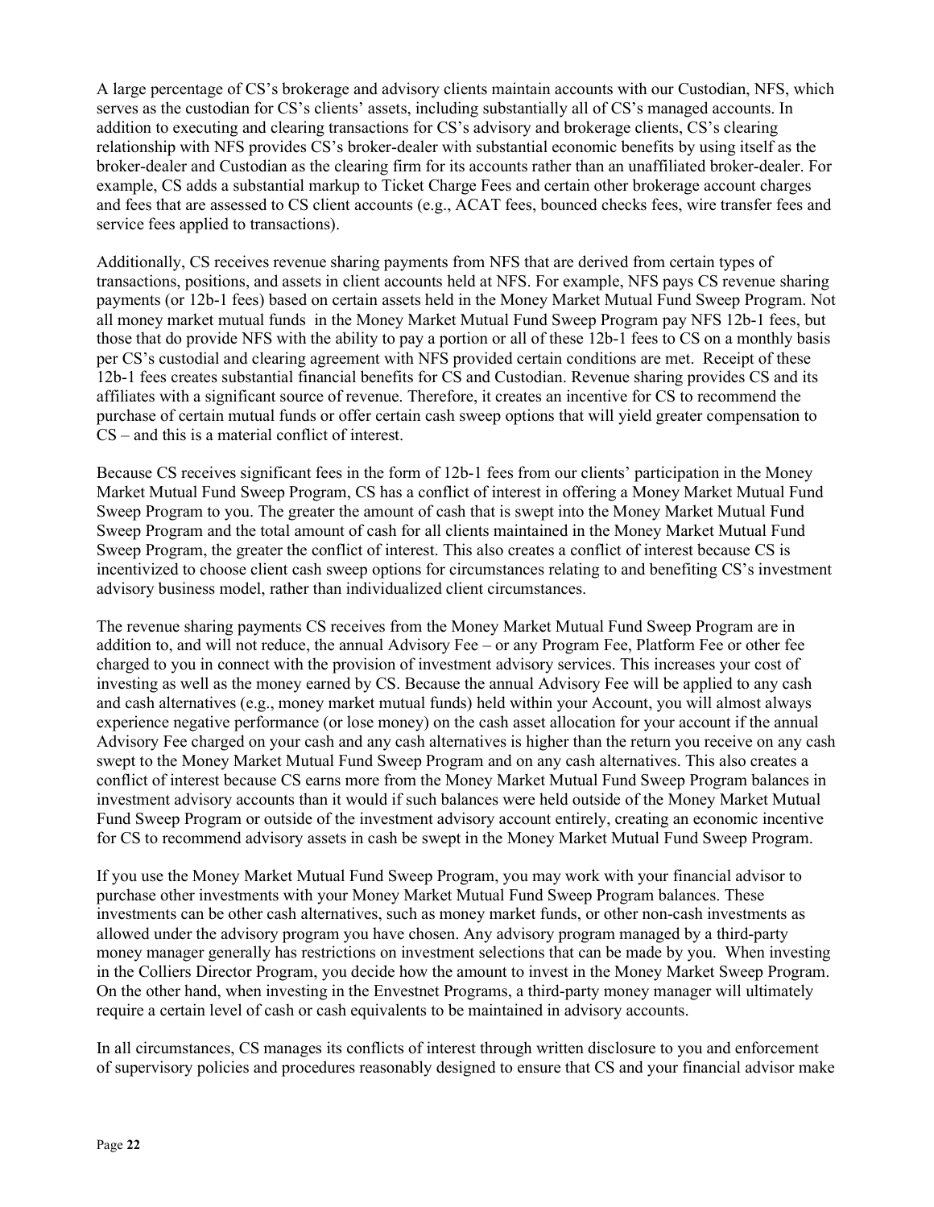A large percentage of CS's brokerage and advisory clients maintain accounts with our Custodian, NFS, which serves as the custodian for CS's clients' assets, including substantially all of CS's managed accounts. In addition to executing and clearing transactions for CS's advisory and brokerage clients, CS's clearing relationship with NFS provides CS's broker-dealer with substantial economic benefits by using itself as the broker-dealer and Custodian as the clearing firm for its accounts rather than an unaffiliated broker-dealer. For example, CS adds a substantial markup to Ticket Charge Fees and certain other brokerage account charges and fees that are assessed to CS client accounts (e.g., ACAT fees, bounced checks fees, wire transfer fees and service fees applied to transactions).

Additionally, CS receives revenue sharing payments from NFS that are derived from certain types of transactions, positions, and assets in client accounts held at NFS. For example, NFS pays CS revenue sharing payments (or 12b-1 fees) based on certain assets held in the Money Market Mutual Fund Sweep Program. Not all money market mutual funds in the Money Market Mutual Fund Sweep Program pay NFS 12b-1 fees, but those that do provide NFS with the ability to pay a portion or all of these 12b-1 fees to CS on a monthly basis per CS's custodial and clearing agreement with NFS provided certain conditions are met. Receipt of these 12b-1 fees creates substantial financial benefits for CS and Custodian. Revenue sharing provides CS and its affiliates with a significant source of revenue. Therefore, it creates an incentive for CS to recommend the purchase of certain mutual funds or offer certain cash sweep options that will yield greater compensation to CS – and this is a material conflict of interest.

Because CS receives significant fees in the form of 12b-1 fees from our clients' participation in the Money Market Mutual Fund Sweep Program, CS has a conflict of interest in offering a Money Market Mutual Fund Sweep Program to you. The greater the amount of cash that is swept into the Money Market Mutual Fund Sweep Program and the total amount of cash for all clients maintained in the Money Market Mutual Fund Sweep Program, the greater the conflict of interest. This also creates a conflict of interest because CS is incentivized to choose client cash sweep options for circumstances relating to and benefiting CS's investment advisory business model, rather than individualized client circumstances.

The revenue sharing payments CS receives from the Money Market Mutual Fund Sweep Program are in addition to, and will not reduce, the annual Advisory Fee – or any Program Fee, Platform Fee or other fee charged to you in connect with the provision of investment advisory services. This increases your cost of investing as well as the money earned by CS. Because the annual Advisory Fee will be applied to any cash and cash alternatives (e.g., money market mutual funds) held within your Account, you will almost always experience negative performance (or lose money) on the cash asset allocation for your account if the annual Advisory Fee charged on your cash and any cash alternatives is higher than the return you receive on any cash swept to the Money Market Mutual Fund Sweep Program and on any cash alternatives. This also creates a conflict of interest because CS earns more from the Money Market Mutual Fund Sweep Program balances in investment advisory accounts than it would if such balances were held outside of the Money Market Mutual Fund Sweep Program or outside of the investment advisory account entirely, creating an economic incentive for CS to recommend advisory assets in cash be swept in the Money Market Mutual Fund Sweep Program.

If you use the Money Market Mutual Fund Sweep Program, you may work with your financial advisor to purchase other investments with your Money Market Mutual Fund Sweep Program balances. These investments can be other cash alternatives, such as money market funds, or other non-cash investments as allowed under the advisory program you have chosen. Any advisory program managed by a third-party money manager generally has restrictions on investment selections that can be made by you. When investing in the Colliers Director Program, you decide how the amount to invest in the Money Market Sweep Program. On the other hand, when investing in the Envestnet Programs, a third-party money manager will ultimately require a certain level of cash or cash equivalents to be maintained in advisory accounts.

In all circumstances, CS manages its conflicts of interest through written disclosure to you and enforcement of supervisory policies and procedures reasonably designed to ensure that CS and your financial advisor make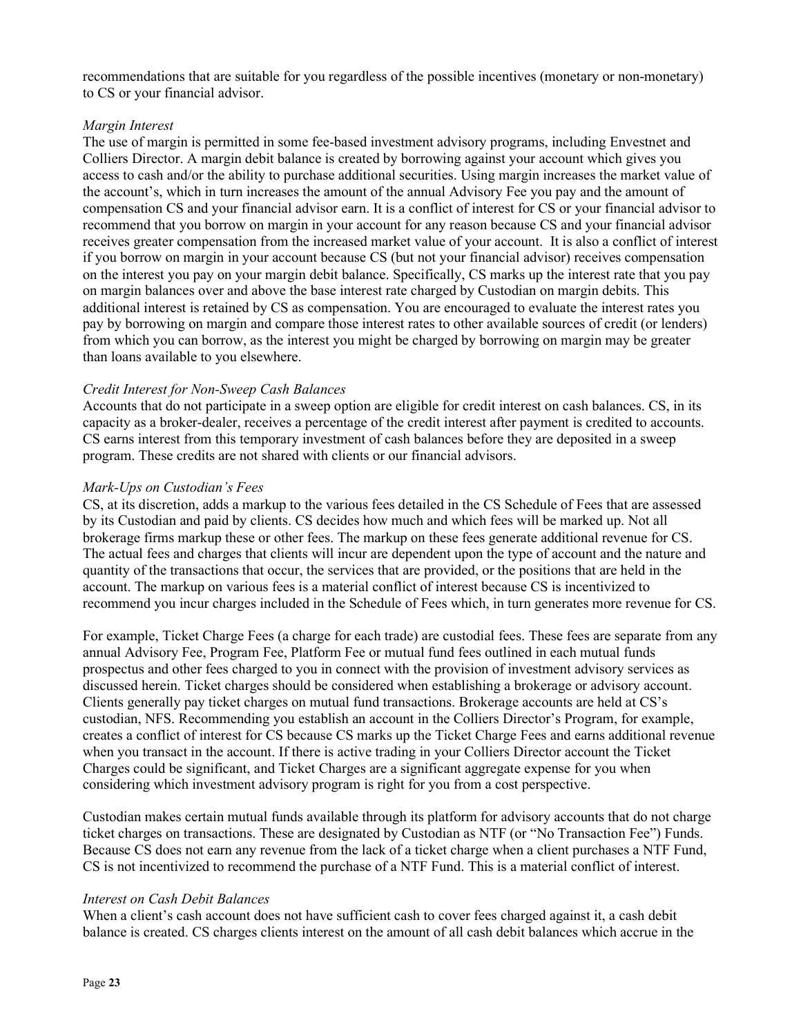recommendations that are suitable for you regardless of the possible incentives (monetary or non-monetary) to CS or your financial advisor.

*Margin Interest*

The use of margin is permitted in some fee-based investment advisory programs, including Envestnet and Colliers Director. A margin debit balance is created by borrowing against your account which gives you access to cash and/or the ability to purchase additional securities. Using margin increases the market value of the account's, which in turn increases the amount of the annual Advisory Fee you pay and the amount of compensation CS and your financial advisor earn. It is a conflict of interest for CS or your financial advisor to recommend that you borrow on margin in your account for any reason because CS and your financial advisor receives greater compensation from the increased market value of your account. It is also a conflict of interest if you borrow on margin in your account because CS (but not your financial advisor) receives compensation on the interest you pay on your margin debit balance. Specifically, CS marks up the interest rate that you pay on margin balances over and above the base interest rate charged by Custodian on margin debits. This additional interest is retained by CS as compensation. You are encouraged to evaluate the interest rates you pay by borrowing on margin and compare those interest rates to other available sources of credit (or lenders) from which you can borrow, as the interest you might be charged by borrowing on margin may be greater than loans available to you elsewhere.

*Credit Interest for Non-Sweep Cash Balances*

Accounts that do not participate in a sweep option are eligible for credit interest on cash balances. CS, in its capacity as a broker-dealer, receives a percentage of the credit interest after payment is credited to accounts. CS earns interest from this temporary investment of cash balances before they are deposited in a sweep program. These credits are not shared with clients or our financial advisors.

*Mark-Ups on Custodian's Fees*

CS, at its discretion, adds a markup to the various fees detailed in the CS Schedule of Fees that are assessed by its Custodian and paid by clients. CS decides how much and which fees will be marked up. Not all brokerage firms markup these or other fees. The markup on these fees generate additional revenue for CS. The actual fees and charges that clients will incur are dependent upon the type of account and the nature and quantity of the transactions that occur, the services that are provided, or the positions that are held in the account. The markup on various fees is a material conflict of interest because CS is incentivized to recommend you incur charges included in the Schedule of Fees which, in turn generates more revenue for CS.

For example, Ticket Charge Fees (a charge for each trade) are custodial fees. These fees are separate from any annual Advisory Fee, Program Fee, Platform Fee or mutual fund fees outlined in each mutual funds prospectus and other fees charged to you in connect with the provision of investment advisory services as discussed herein. Ticket charges should be considered when establishing a brokerage or advisory account. Clients generally pay ticket charges on mutual fund transactions. Brokerage accounts are held at CS's custodian, NFS. Recommending you establish an account in the Colliers Director's Program, for example, creates a conflict of interest for CS because CS marks up the Ticket Charge Fees and earns additional revenue when you transact in the account. If there is active trading in your Colliers Director account the Ticket Charges could be significant, and Ticket Charges are a significant aggregate expense for you when considering which investment advisory program is right for you from a cost perspective.

Custodian makes certain mutual funds available through its platform for advisory accounts that do not charge ticket charges on transactions. These are designated by Custodian as NTF (or "No Transaction Fee") Funds. Because CS does not earn any revenue from the lack of a ticket charge when a client purchases a NTF Fund, CS is not incentivized to recommend the purchase of a NTF Fund. This is a material conflict of interest.

*Interest on Cash Debit Balances*

When a client's cash account does not have sufficient cash to cover fees charged against it, a cash debit balance is created. CS charges clients interest on the amount of all cash debit balances which accrue in the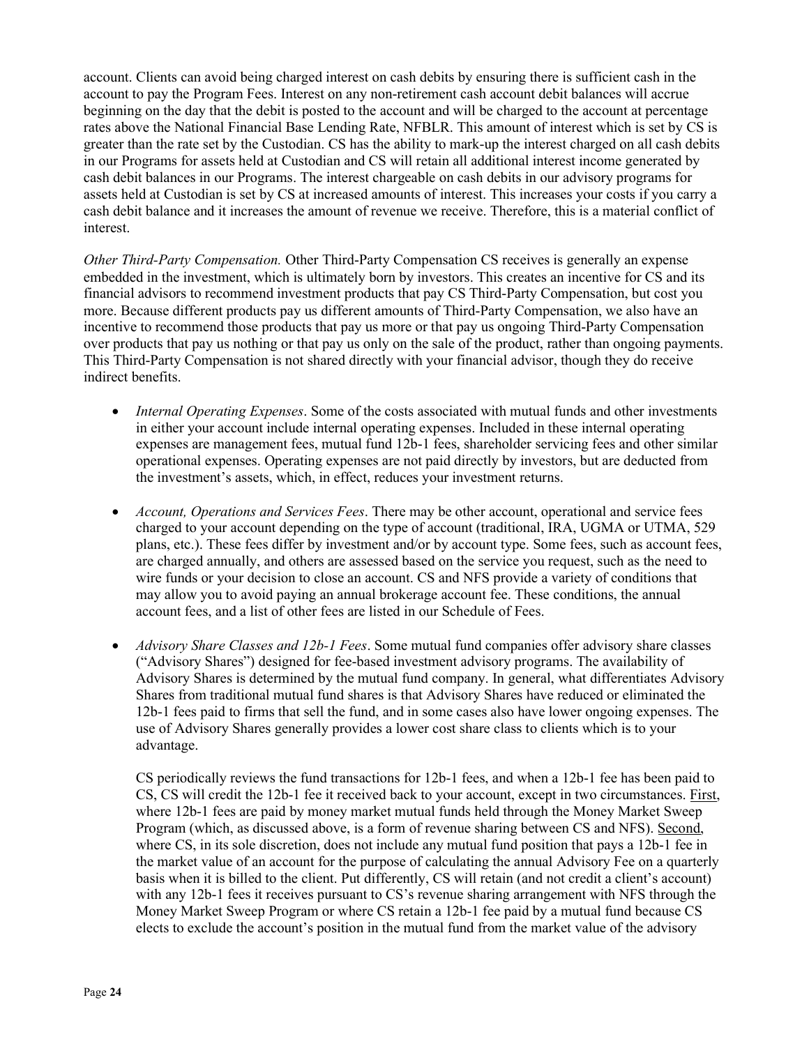account. Clients can avoid being charged interest on cash debits by ensuring there is sufficient cash in the account to pay the Program Fees. Interest on any non-retirement cash account debit balances will accrue beginning on the day that the debit is posted to the account and will be charged to the account at percentage rates above the National Financial Base Lending Rate, NFBLR. This amount of interest which is set by CS is greater than the rate set by the Custodian. CS has the ability to mark-up the interest charged on all cash debits in our Programs for assets held at Custodian and CS will retain all additional interest income generated by cash debit balances in our Programs. The interest chargeable on cash debits in our advisory programs for assets held at Custodian is set by CS at increased amounts of interest. This increases your costs if you carry a cash debit balance and it increases the amount of revenue we receive. Therefore, this is a material conflict of interest.

*Other Third-Party Compensation.* Other Third-Party Compensation CS receives is generally an expense embedded in the investment, which is ultimately born by investors. This creates an incentive for CS and its financial advisors to recommend investment products that pay CS Third-Party Compensation, but cost you more. Because different products pay us different amounts of Third-Party Compensation, we also have an incentive to recommend those products that pay us more or that pay us ongoing Third-Party Compensation over products that pay us nothing or that pay us only on the sale of the product, rather than ongoing payments. This Third-Party Compensation is not shared directly with your financial advisor, though they do receive indirect benefits.

- *Internal Operating Expenses*. Some of the costs associated with mutual funds and other investments in either your account include internal operating expenses. Included in these internal operating expenses are management fees, mutual fund 12b-1 fees, shareholder servicing fees and other similar operational expenses. Operating expenses are not paid directly by investors, but are deducted from the investment's assets, which, in effect, reduces your investment returns.

- *Account, Operations and Services Fees*. There may be other account, operational and service fees charged to your account depending on the type of account (traditional, IRA, UGMA or UTMA, 529 plans, etc.). These fees differ by investment and/or by account type. Some fees, such as account fees, are charged annually, and others are assessed based on the service you request, such as the need to wire funds or your decision to close an account. CS and NFS provide a variety of conditions that may allow you to avoid paying an annual brokerage account fee. These conditions, the annual account fees, and a list of other fees are listed in our Schedule of Fees.

- *Advisory Share Classes and 12b-1 Fees*. Some mutual fund companies offer advisory share classes ("Advisory Shares") designed for fee-based investment advisory programs. The availability of Advisory Shares is determined by the mutual fund company. In general, what differentiates Advisory Shares from traditional mutual fund shares is that Advisory Shares have reduced or eliminated the 12b-1 fees paid to firms that sell the fund, and in some cases also have lower ongoing expenses. The use of Advisory Shares generally provides a lower cost share class to clients which is to your advantage.

  CS periodically reviews the fund transactions for 12b-1 fees, and when a 12b-1 fee has been paid to CS, CS will credit the 12b-1 fee it received back to your account, except in two circumstances. First, where 12b-1 fees are paid by money market mutual funds held through the Money Market Sweep Program (which, as discussed above, is a form of revenue sharing between CS and NFS). Second, where CS, in its sole discretion, does not include any mutual fund position that pays a 12b-1 fee in the market value of an account for the purpose of calculating the annual Advisory Fee on a quarterly basis when it is billed to the client. Put differently, CS will retain (and not credit a client's account) with any 12b-1 fees it receives pursuant to CS's revenue sharing arrangement with NFS through the Money Market Sweep Program or where CS retain a 12b-1 fee paid by a mutual fund because CS elects to exclude the account's position in the mutual fund from the market value of the advisory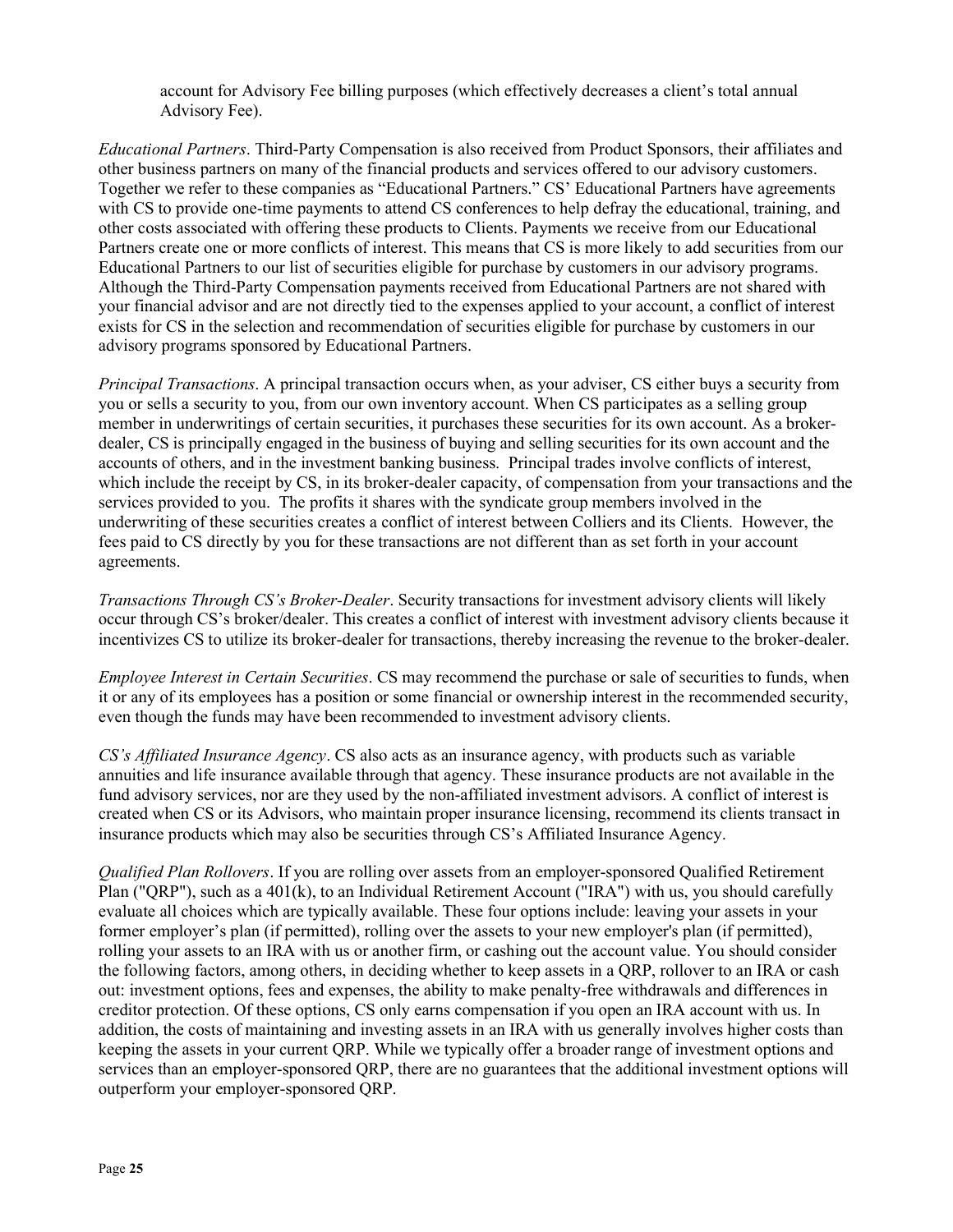account for Advisory Fee billing purposes (which effectively decreases a client's total annual Advisory Fee).

*Educational Partners*. Third-Party Compensation is also received from Product Sponsors, their affiliates and other business partners on many of the financial products and services offered to our advisory customers. Together we refer to these companies as "Educational Partners." CS' Educational Partners have agreements with CS to provide one-time payments to attend CS conferences to help defray the educational, training, and other costs associated with offering these products to Clients. Payments we receive from our Educational Partners create one or more conflicts of interest. This means that CS is more likely to add securities from our Educational Partners to our list of securities eligible for purchase by customers in our advisory programs. Although the Third-Party Compensation payments received from Educational Partners are not shared with your financial advisor and are not directly tied to the expenses applied to your account, a conflict of interest exists for CS in the selection and recommendation of securities eligible for purchase by customers in our advisory programs sponsored by Educational Partners.

*Principal Transactions*. A principal transaction occurs when, as your adviser, CS either buys a security from you or sells a security to you, from our own inventory account. When CS participates as a selling group member in underwritings of certain securities, it purchases these securities for its own account. As a broker-dealer, CS is principally engaged in the business of buying and selling securities for its own account and the accounts of others, and in the investment banking business. Principal trades involve conflicts of interest, which include the receipt by CS, in its broker-dealer capacity, of compensation from your transactions and the services provided to you. The profits it shares with the syndicate group members involved in the underwriting of these securities creates a conflict of interest between Colliers and its Clients. However, the fees paid to CS directly by you for these transactions are not different than as set forth in your account agreements.

*Transactions Through CS's Broker-Dealer*. Security transactions for investment advisory clients will likely occur through CS's broker/dealer. This creates a conflict of interest with investment advisory clients because it incentivizes CS to utilize its broker-dealer for transactions, thereby increasing the revenue to the broker-dealer.

*Employee Interest in Certain Securities*. CS may recommend the purchase or sale of securities to funds, when it or any of its employees has a position or some financial or ownership interest in the recommended security, even though the funds may have been recommended to investment advisory clients.

*CS's Affiliated Insurance Agency*. CS also acts as an insurance agency, with products such as variable annuities and life insurance available through that agency. These insurance products are not available in the fund advisory services, nor are they used by the non-affiliated investment advisors. A conflict of interest is created when CS or its Advisors, who maintain proper insurance licensing, recommend its clients transact in insurance products which may also be securities through CS's Affiliated Insurance Agency.

*Qualified Plan Rollovers*. If you are rolling over assets from an employer-sponsored Qualified Retirement Plan ("QRP"), such as a 401(k), to an Individual Retirement Account ("IRA") with us, you should carefully evaluate all choices which are typically available. These four options include: leaving your assets in your former employer's plan (if permitted), rolling over the assets to your new employer's plan (if permitted), rolling your assets to an IRA with us or another firm, or cashing out the account value. You should consider the following factors, among others, in deciding whether to keep assets in a QRP, rollover to an IRA or cash out: investment options, fees and expenses, the ability to make penalty-free withdrawals and differences in creditor protection. Of these options, CS only earns compensation if you open an IRA account with us. In addition, the costs of maintaining and investing assets in an IRA with us generally involves higher costs than keeping the assets in your current QRP. While we typically offer a broader range of investment options and services than an employer-sponsored QRP, there are no guarantees that the additional investment options will outperform your employer-sponsored QRP.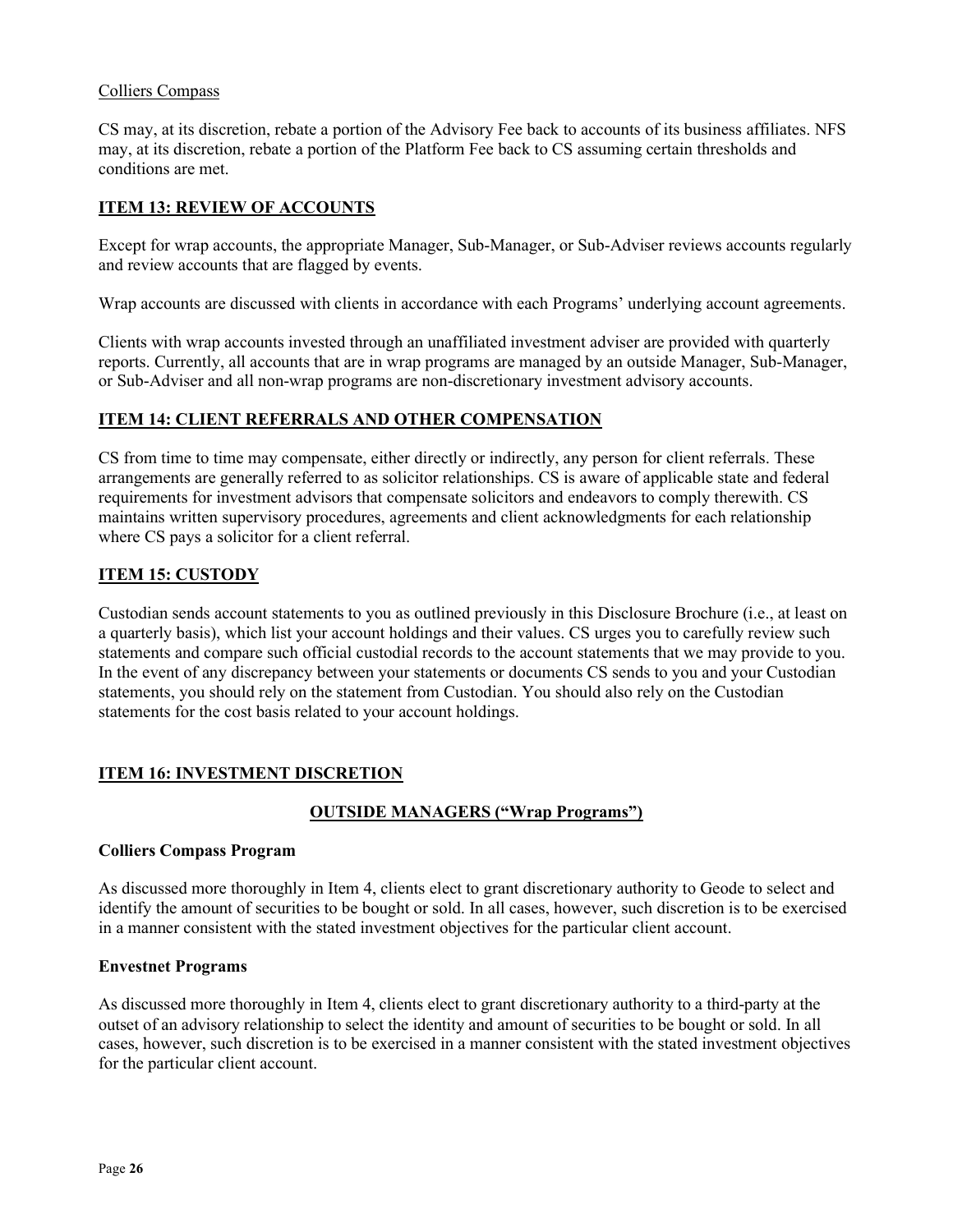Colliers Compass

CS may, at its discretion, rebate a portion of the Advisory Fee back to accounts of its business affiliates. NFS may, at its discretion, rebate a portion of the Platform Fee back to CS assuming certain thresholds and conditions are met.

## ITEM 13: REVIEW OF ACCOUNTS

Except for wrap accounts, the appropriate Manager, Sub-Manager, or Sub-Adviser reviews accounts regularly and review accounts that are flagged by events.

Wrap accounts are discussed with clients in accordance with each Programs' underlying account agreements.

Clients with wrap accounts invested through an unaffiliated investment adviser are provided with quarterly reports. Currently, all accounts that are in wrap programs are managed by an outside Manager, Sub-Manager, or Sub-Adviser and all non-wrap programs are non-discretionary investment advisory accounts.

## ITEM 14: CLIENT REFERRALS AND OTHER COMPENSATION

CS from time to time may compensate, either directly or indirectly, any person for client referrals. These arrangements are generally referred to as solicitor relationships. CS is aware of applicable state and federal requirements for investment advisors that compensate solicitors and endeavors to comply therewith. CS maintains written supervisory procedures, agreements and client acknowledgments for each relationship where CS pays a solicitor for a client referral.

## ITEM 15: CUSTODY

Custodian sends account statements to you as outlined previously in this Disclosure Brochure (i.e., at least on a quarterly basis), which list your account holdings and their values. CS urges you to carefully review such statements and compare such official custodial records to the account statements that we may provide to you. In the event of any discrepancy between your statements or documents CS sends to you and your Custodian statements, you should rely on the statement from Custodian. You should also rely on the Custodian statements for the cost basis related to your account holdings.

## ITEM 16: INVESTMENT DISCRETION

### OUTSIDE MANAGERS ("Wrap Programs")

**Colliers Compass Program**

As discussed more thoroughly in Item 4, clients elect to grant discretionary authority to Geode to select and identify the amount of securities to be bought or sold. In all cases, however, such discretion is to be exercised in a manner consistent with the stated investment objectives for the particular client account.

**Envestnet Programs**

As discussed more thoroughly in Item 4, clients elect to grant discretionary authority to a third-party at the outset of an advisory relationship to select the identity and amount of securities to be bought or sold. In all cases, however, such discretion is to be exercised in a manner consistent with the stated investment objectives for the particular client account.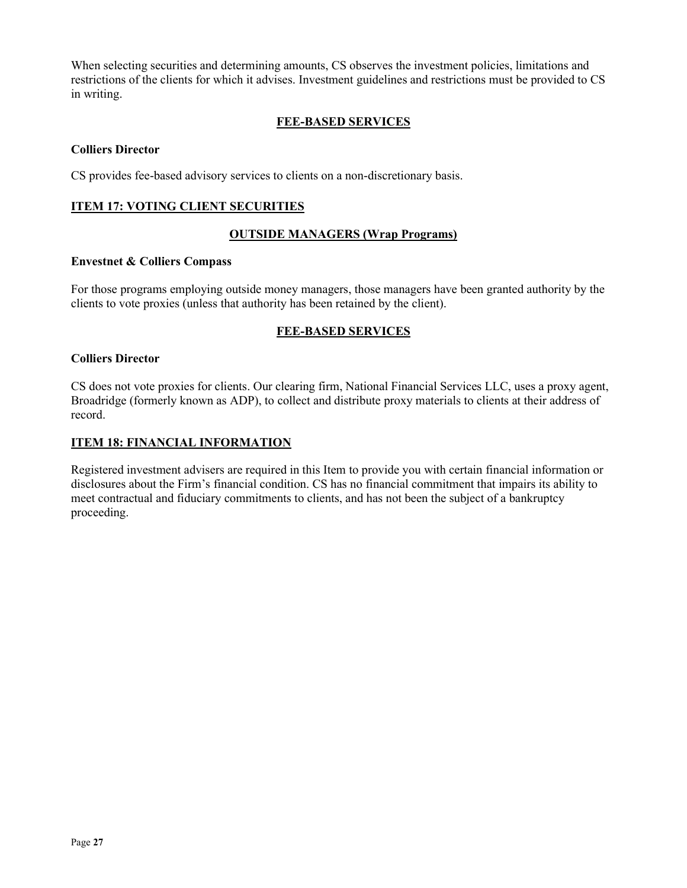When selecting securities and determining amounts, CS observes the investment policies, limitations and restrictions of the clients for which it advises. Investment guidelines and restrictions must be provided to CS in writing.

### FEE-BASED SERVICES

**Colliers Director**

CS provides fee-based advisory services to clients on a non-discretionary basis.

## ITEM 17: VOTING CLIENT SECURITIES

### OUTSIDE MANAGERS (Wrap Programs)

**Envestnet & Colliers Compass**

For those programs employing outside money managers, those managers have been granted authority by the clients to vote proxies (unless that authority has been retained by the client).

### FEE-BASED SERVICES

**Colliers Director**

CS does not vote proxies for clients. Our clearing firm, National Financial Services LLC, uses a proxy agent, Broadridge (formerly known as ADP), to collect and distribute proxy materials to clients at their address of record.

## ITEM 18: FINANCIAL INFORMATION

Registered investment advisers are required in this Item to provide you with certain financial information or disclosures about the Firm's financial condition. CS has no financial commitment that impairs its ability to meet contractual and fiduciary commitments to clients, and has not been the subject of a bankruptcy proceeding.